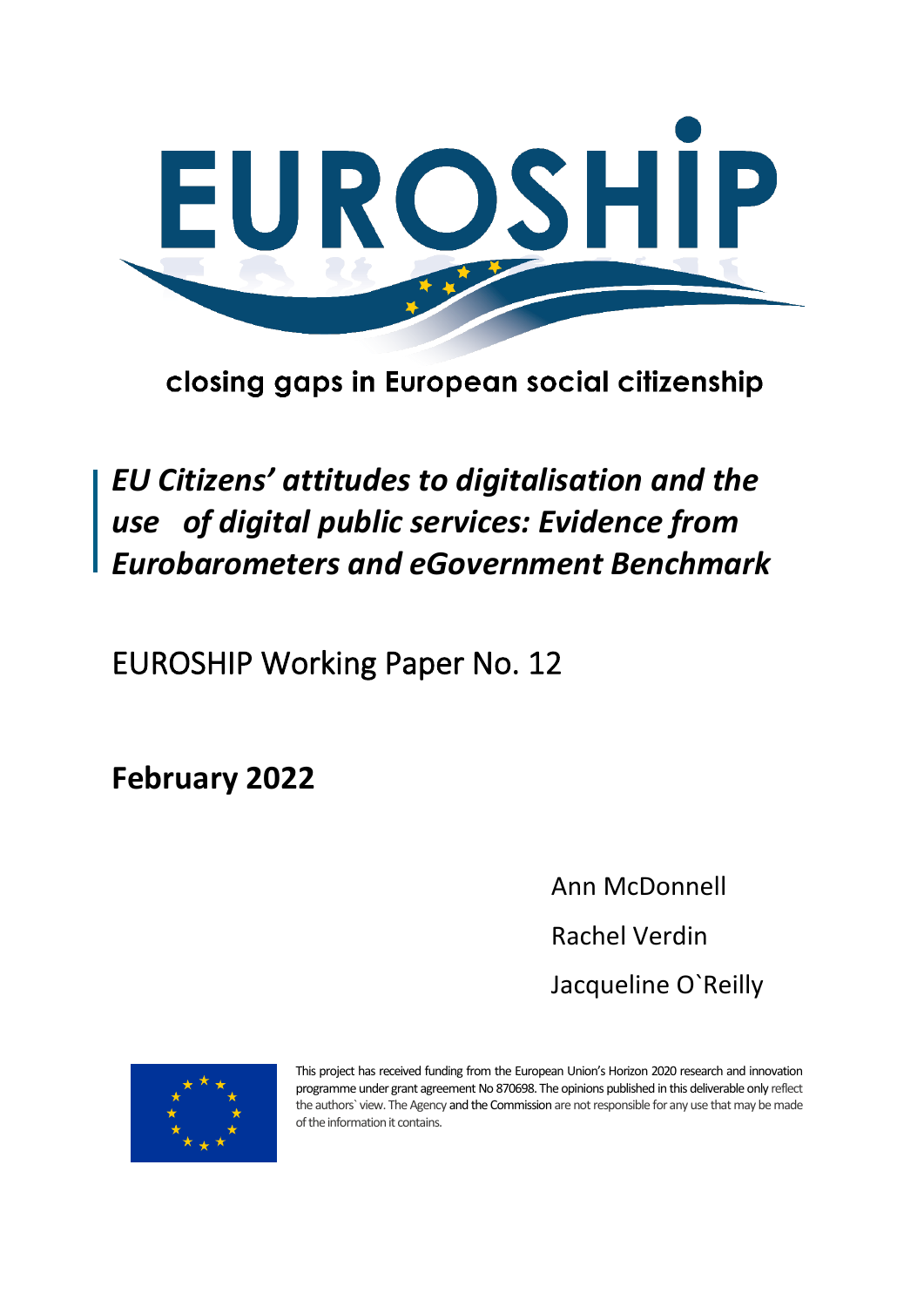# EUROSHIP

closing gaps in European social citizenship

## *EU Citizens' attitudes to digitalisation and the use of digital public services: Evidence from Eurobarometers and eGovernment Benchmark*

EUROSHIP Working Paper No. 12

**February 2022**

Ann McDonnell

Rachel Verdin

Jacqueline O`Reilly

This project has received funding from the European Union's Horizon 2020 research and innovation programme under grant agreement No 870698. The opinions published in this deliverable only reflect the authors` view. The Agency and the Commission are not responsible for any use that may be made of the information it contains.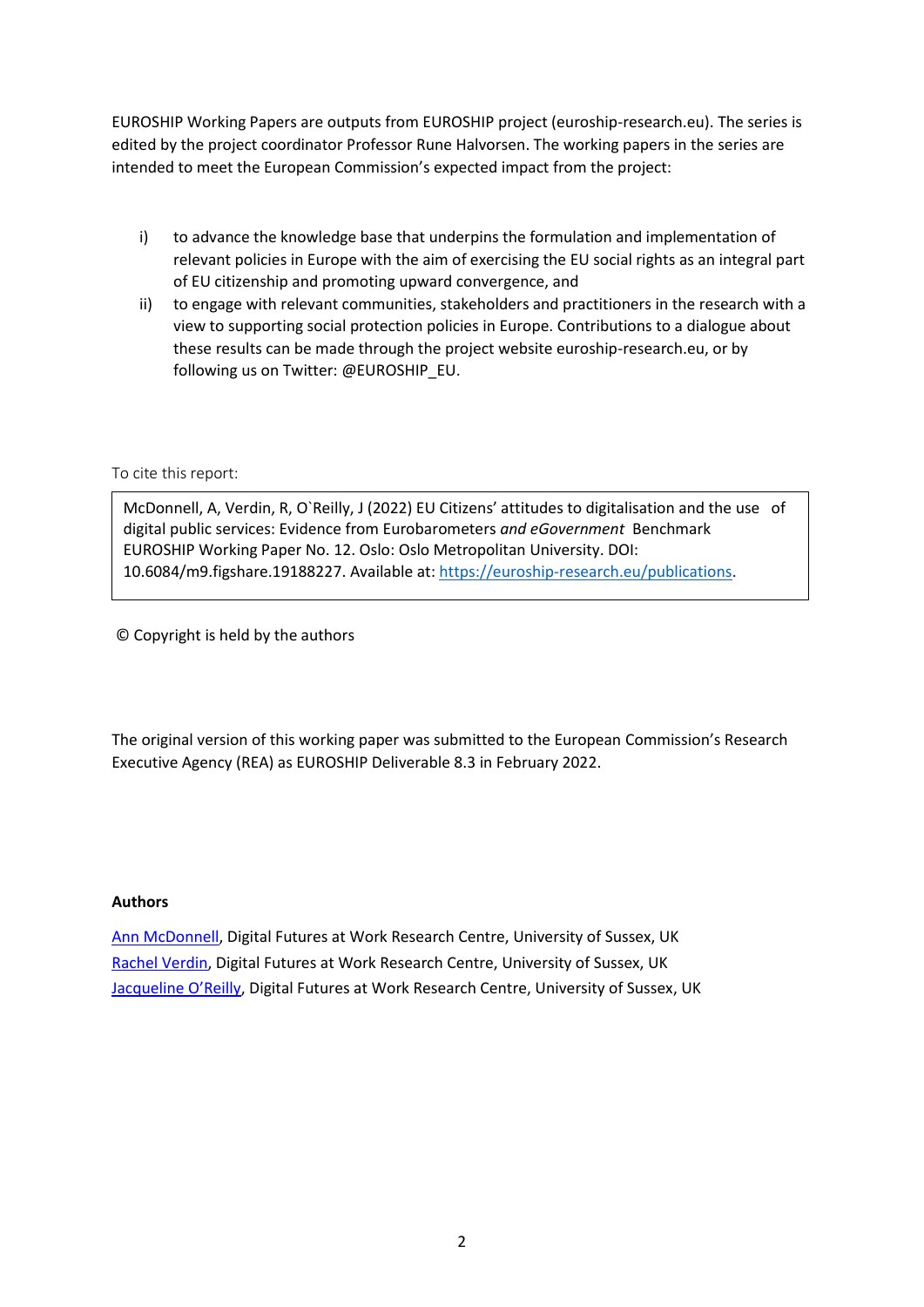EUROSHIP Working Papers are outputs from EUROSHIP project (euroship-research.eu). The series is edited by the project coordinator Professor Rune Halvorsen. The working papers in the series are intended to meet the European Commission's expected impact from the project:

i) to advance the knowledge base that underpins the formulation and implementation of relevant policies in Europe with the aim of exercising the EU social rights as an integral part of EU citizenship and promoting upward convergence, and
ii) to engage with relevant communities, stakeholders and practitioners in the research with a view to supporting social protection policies in Europe. Contributions to a dialogue about these results can be made through the project website euroship-research.eu, or by following us on Twitter: @EUROSHIP_EU.

To cite this report:

McDonnell, A, Verdin, R, O`Reilly, J (2022) EU Citizens' attitudes to digitalisation and the use of digital public services: Evidence from Eurobarometers *and eGovernment* Benchmark EUROSHIP Working Paper No. 12. Oslo: Oslo Metropolitan University. DOI: 10.6084/m9.figshare.19188227. Available at: https://euroship-research.eu/publications.

© Copyright is held by the authors

The original version of this working paper was submitted to the European Commission's Research Executive Agency (REA) as EUROSHIP Deliverable 8.3 in February 2022.

**Authors**

Ann McDonnell, Digital Futures at Work Research Centre, University of Sussex, UK
Rachel Verdin, Digital Futures at Work Research Centre, University of Sussex, UK
Jacqueline O'Reilly, Digital Futures at Work Research Centre, University of Sussex, UK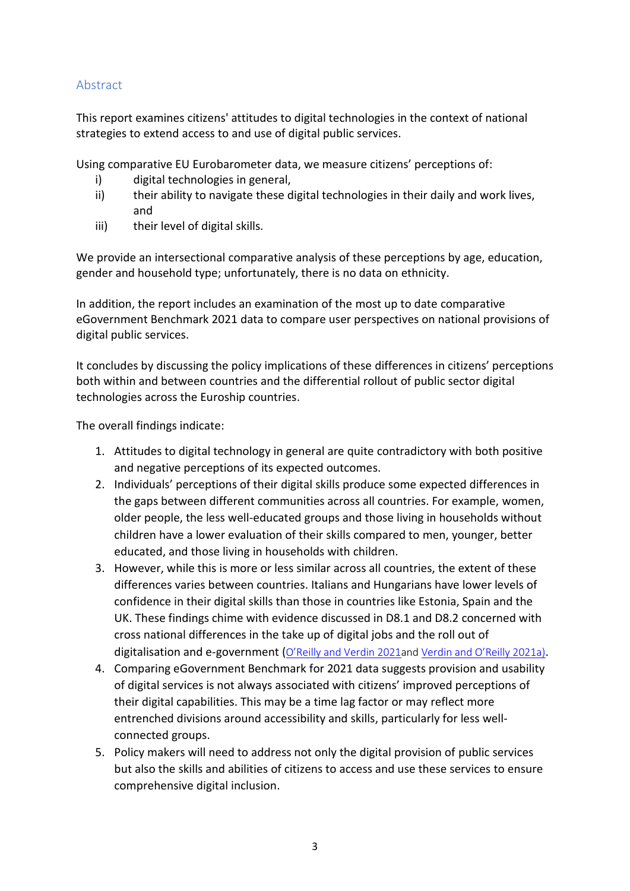## Abstract

This report examines citizens' attitudes to digital technologies in the context of national strategies to extend access to and use of digital public services.

Using comparative EU Eurobarometer data, we measure citizens' perceptions of:

i) digital technologies in general,
ii) their ability to navigate these digital technologies in their daily and work lives, and
iii) their level of digital skills.

We provide an intersectional comparative analysis of these perceptions by age, education, gender and household type; unfortunately, there is no data on ethnicity.

In addition, the report includes an examination of the most up to date comparative eGovernment Benchmark 2021 data to compare user perspectives on national provisions of digital public services.

It concludes by discussing the policy implications of these differences in citizens' perceptions both within and between countries and the differential rollout of public sector digital technologies across the Euroship countries.

The overall findings indicate:

1. Attitudes to digital technology in general are quite contradictory with both positive and negative perceptions of its expected outcomes.
2. Individuals' perceptions of their digital skills produce some expected differences in the gaps between different communities across all countries. For example, women, older people, the less well-educated groups and those living in households without children have a lower evaluation of their skills compared to men, younger, better educated, and those living in households with children.
3. However, while this is more or less similar across all countries, the extent of these differences varies between countries. Italians and Hungarians have lower levels of confidence in their digital skills than those in countries like Estonia, Spain and the UK. These findings chime with evidence discussed in D8.1 and D8.2 concerned with cross national differences in the take up of digital jobs and the roll out of digitalisation and e-government (O'Reilly and Verdin 2021and Verdin and O'Reilly 2021a).
4. Comparing eGovernment Benchmark for 2021 data suggests provision and usability of digital services is not always associated with citizens' improved perceptions of their digital capabilities. This may be a time lag factor or may reflect more entrenched divisions around accessibility and skills, particularly for less well-connected groups.
5. Policy makers will need to address not only the digital provision of public services but also the skills and abilities of citizens to access and use these services to ensure comprehensive digital inclusion.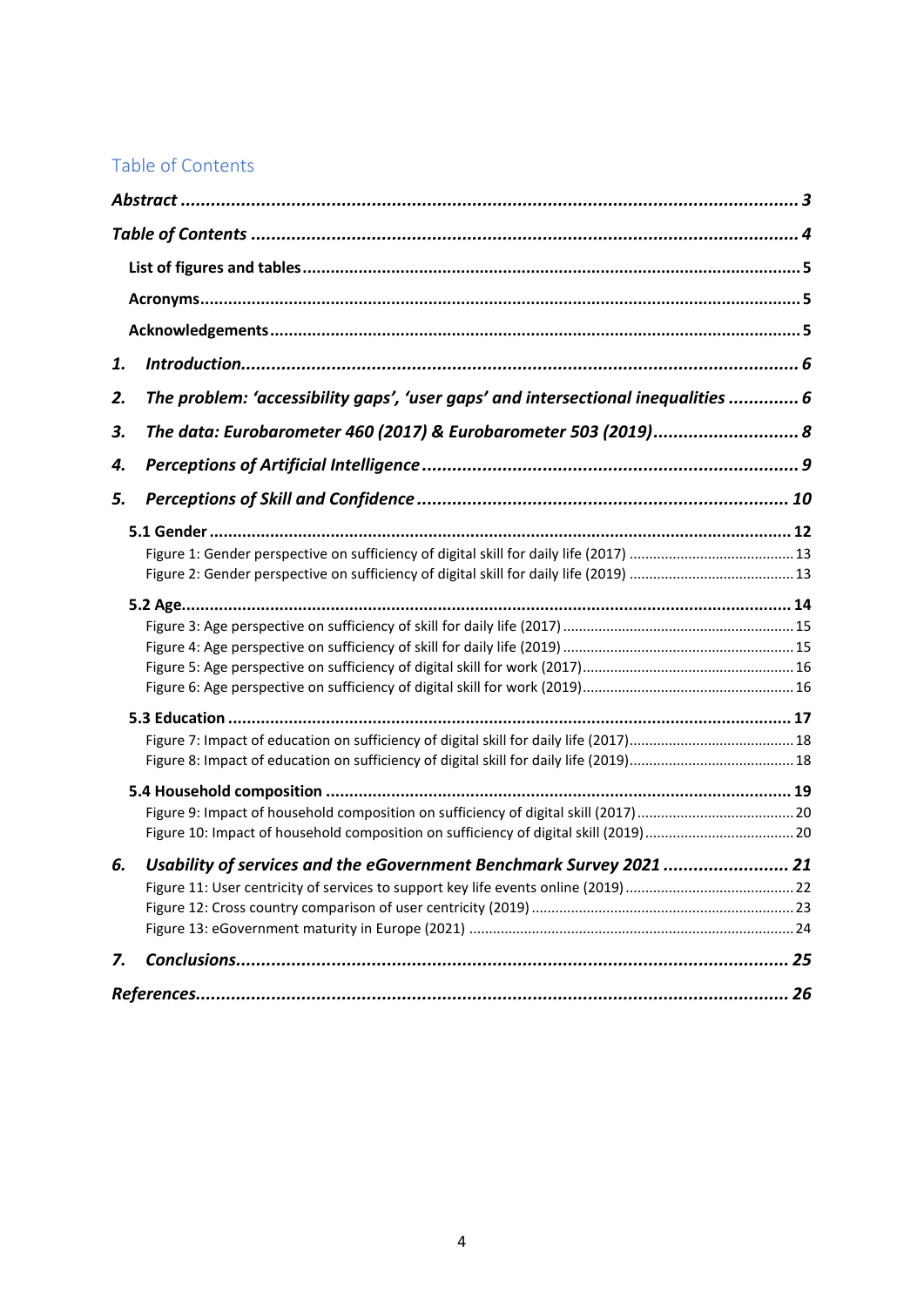## Table of Contents

*Abstract* ........................................................................................................ 3

*Table of Contents* ............................................................................................... 4

- **List of figures and tables** ........................................................................... 5
- **Acronyms** ............................................................................................... 5
- **Acknowledgements** .................................................................................. 5

1. *Introduction* ............................................................................................. 6
2. *The problem: 'accessibility gaps', 'user gaps' and intersectional inequalities* ............. 6
3. *The data: Eurobarometer 460 (2017) & Eurobarometer 503 (2019)* ............................ 8
4. *Perceptions of Artificial Intelligence* ............................................................. 9
5. *Perceptions of Skill and Confidence* ............................................................... 10
   - **5.1 Gender** .......................................................................................... 12
     - Figure 1: Gender perspective on sufficiency of digital skill for daily life (2017) ........ 13
     - Figure 2: Gender perspective on sufficiency of digital skill for daily life (2019) ........ 13
   - **5.2 Age** .............................................................................................. 14
     - Figure 3: Age perspective on sufficiency of skill for daily life (2017) ...................... 15
     - Figure 4: Age perspective on sufficiency of skill for daily life (2019) ...................... 15
     - Figure 5: Age perspective on sufficiency of digital skill for work (2017) ................... 16
     - Figure 6: Age perspective on sufficiency of digital skill for work (2019) ................... 16
   - **5.3 Education** ...................................................................................... 17
     - Figure 7: Impact of education on sufficiency of digital skill for daily life (2017) ........ 18
     - Figure 8: Impact of education on sufficiency of digital skill for daily life (2019) ........ 18
   - **5.4 Household composition** ...................................................................... 19
     - Figure 9: Impact of household composition on sufficiency of digital skill (2017) ........ 20
     - Figure 10: Impact of household composition on sufficiency of digital skill (2019) ....... 20
6. *Usability of services and the eGovernment Benchmark Survey 2021* ......................... 21
   - Figure 11: User centricity of services to support key life events online (2019) ............ 22
   - Figure 12: Cross country comparison of user centricity (2019) ................................ 23
   - Figure 13: eGovernment maturity in Europe (2021) ............................................... 24
7. *Conclusions* .............................................................................................. 25

*References* ....................................................................................................... 26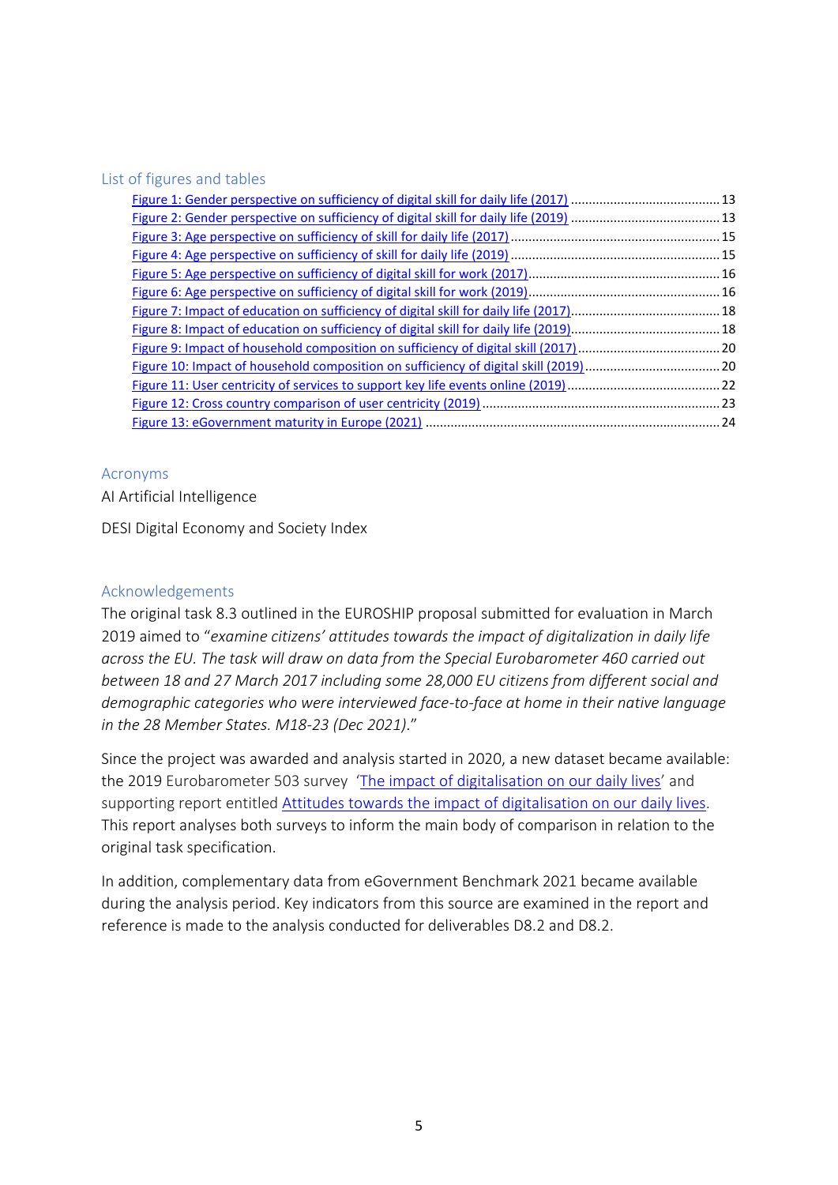## List of figures and tables

- Figure 1: Gender perspective on sufficiency of digital skill for daily life (2017) .......... 13
- Figure 2: Gender perspective on sufficiency of digital skill for daily life (2019) .......... 13
- Figure 3: Age perspective on sufficiency of skill for daily life (2017) .......... 15
- Figure 4: Age perspective on sufficiency of skill for daily life (2019) .......... 15
- Figure 5: Age perspective on sufficiency of digital skill for work (2017) .......... 16
- Figure 6: Age perspective on sufficiency of digital skill for work (2019) .......... 16
- Figure 7: Impact of education on sufficiency of digital skill for daily life (2017) .......... 18
- Figure 8: Impact of education on sufficiency of digital skill for daily life (2019) .......... 18
- Figure 9: Impact of household composition on sufficiency of digital skill (2017) .......... 20
- Figure 10: Impact of household composition on sufficiency of digital skill (2019) .......... 20
- Figure 11: User centricity of services to support key life events online (2019) .......... 22
- Figure 12: Cross country comparison of user centricity (2019) .......... 23
- Figure 13: eGovernment maturity in Europe (2021) .......... 24

## Acronyms

AI Artificial Intelligence

DESI Digital Economy and Society Index

## Acknowledgements

The original task 8.3 outlined in the EUROSHIP proposal submitted for evaluation in March 2019 aimed to "*examine citizens' attitudes towards the impact of digitalization in daily life across the EU. The task will draw on data from the Special Eurobarometer 460 carried out between 18 and 27 March 2017 including some 28,000 EU citizens from different social and demographic categories who were interviewed face-to-face at home in their native language in the 28 Member States. M18-23 (Dec 2021).*"

Since the project was awarded and analysis started in 2020, a new dataset became available: the 2019 Eurobarometer 503 survey 'The impact of digitalisation on our daily lives' and supporting report entitled Attitudes towards the impact of digitalisation on our daily lives. This report analyses both surveys to inform the main body of comparison in relation to the original task specification.

In addition, complementary data from eGovernment Benchmark 2021 became available during the analysis period. Key indicators from this source are examined in the report and reference is made to the analysis conducted for deliverables D8.2 and D8.2.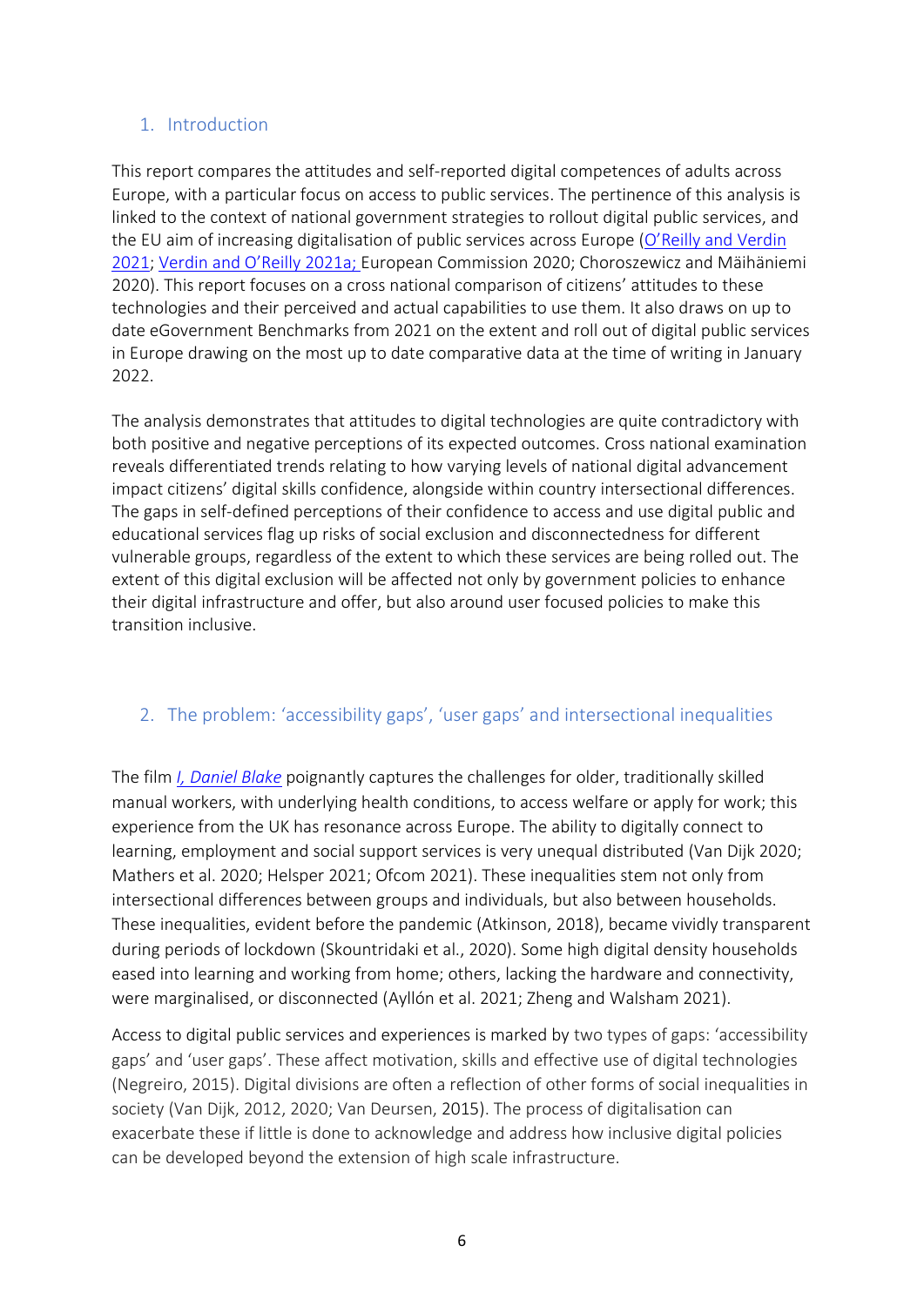## 1. Introduction

This report compares the attitudes and self-reported digital competences of adults across Europe, with a particular focus on access to public services. The pertinence of this analysis is linked to the context of national government strategies to rollout digital public services, and the EU aim of increasing digitalisation of public services across Europe (O'Reilly and Verdin 2021; Verdin and O'Reilly 2021a; European Commission 2020; Choroszewicz and Mäihäniemi 2020). This report focuses on a cross national comparison of citizens' attitudes to these technologies and their perceived and actual capabilities to use them. It also draws on up to date eGovernment Benchmarks from 2021 on the extent and roll out of digital public services in Europe drawing on the most up to date comparative data at the time of writing in January 2022.

The analysis demonstrates that attitudes to digital technologies are quite contradictory with both positive and negative perceptions of its expected outcomes. Cross national examination reveals differentiated trends relating to how varying levels of national digital advancement impact citizens' digital skills confidence, alongside within country intersectional differences. The gaps in self-defined perceptions of their confidence to access and use digital public and educational services flag up risks of social exclusion and disconnectedness for different vulnerable groups, regardless of the extent to which these services are being rolled out. The extent of this digital exclusion will be affected not only by government policies to enhance their digital infrastructure and offer, but also around user focused policies to make this transition inclusive.

## 2. The problem: 'accessibility gaps', 'user gaps' and intersectional inequalities

The film *I, Daniel Blake* poignantly captures the challenges for older, traditionally skilled manual workers, with underlying health conditions, to access welfare or apply for work; this experience from the UK has resonance across Europe. The ability to digitally connect to learning, employment and social support services is very unequal distributed (Van Dijk 2020; Mathers et al. 2020; Helsper 2021; Ofcom 2021). These inequalities stem not only from intersectional differences between groups and individuals, but also between households. These inequalities, evident before the pandemic (Atkinson, 2018), became vividly transparent during periods of lockdown (Skountridaki et al., 2020). Some high digital density households eased into learning and working from home; others, lacking the hardware and connectivity, were marginalised, or disconnected (Ayllón et al. 2021; Zheng and Walsham 2021).

Access to digital public services and experiences is marked by two types of gaps: 'accessibility gaps' and 'user gaps'. These affect motivation, skills and effective use of digital technologies (Negreiro, 2015). Digital divisions are often a reflection of other forms of social inequalities in society (Van Dijk, 2012, 2020; Van Deursen, 2015). The process of digitalisation can exacerbate these if little is done to acknowledge and address how inclusive digital policies can be developed beyond the extension of high scale infrastructure.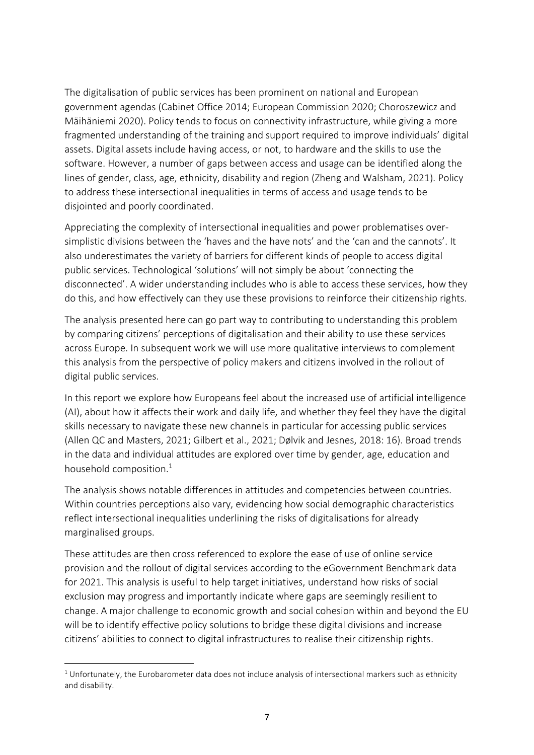The digitalisation of public services has been prominent on national and European government agendas (Cabinet Office 2014; European Commission 2020; Choroszewicz and Mäihäniemi 2020). Policy tends to focus on connectivity infrastructure, while giving a more fragmented understanding of the training and support required to improve individuals' digital assets. Digital assets include having access, or not, to hardware and the skills to use the software. However, a number of gaps between access and usage can be identified along the lines of gender, class, age, ethnicity, disability and region (Zheng and Walsham, 2021). Policy to address these intersectional inequalities in terms of access and usage tends to be disjointed and poorly coordinated.

Appreciating the complexity of intersectional inequalities and power problematises over-simplistic divisions between the 'haves and the have nots' and the 'can and the cannots'. It also underestimates the variety of barriers for different kinds of people to access digital public services. Technological 'solutions' will not simply be about 'connecting the disconnected'. A wider understanding includes who is able to access these services, how they do this, and how effectively can they use these provisions to reinforce their citizenship rights.

The analysis presented here can go part way to contributing to understanding this problem by comparing citizens' perceptions of digitalisation and their ability to use these services across Europe. In subsequent work we will use more qualitative interviews to complement this analysis from the perspective of policy makers and citizens involved in the rollout of digital public services.

In this report we explore how Europeans feel about the increased use of artificial intelligence (AI), about how it affects their work and daily life, and whether they feel they have the digital skills necessary to navigate these new channels in particular for accessing public services (Allen QC and Masters, 2021; Gilbert et al., 2021; Dølvik and Jesnes, 2018: 16). Broad trends in the data and individual attitudes are explored over time by gender, age, education and household composition.[1]

The analysis shows notable differences in attitudes and competencies between countries. Within countries perceptions also vary, evidencing how social demographic characteristics reflect intersectional inequalities underlining the risks of digitalisations for already marginalised groups.

These attitudes are then cross referenced to explore the ease of use of online service provision and the rollout of digital services according to the eGovernment Benchmark data for 2021. This analysis is useful to help target initiatives, understand how risks of social exclusion may progress and importantly indicate where gaps are seemingly resilient to change. A major challenge to economic growth and social cohesion within and beyond the EU will be to identify effective policy solutions to bridge these digital divisions and increase citizens' abilities to connect to digital infrastructures to realise their citizenship rights.

[1] Unfortunately, the Eurobarometer data does not include analysis of intersectional markers such as ethnicity and disability.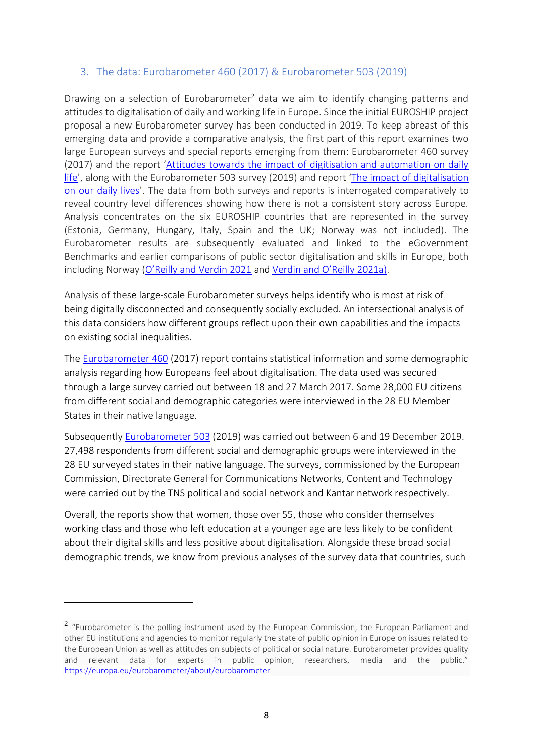## 3. The data: Eurobarometer 460 (2017) & Eurobarometer 503 (2019)

Drawing on a selection of Eurobarometer[2] data we aim to identify changing patterns and attitudes to digitalisation of daily and working life in Europe. Since the initial EUROSHIP project proposal a new Eurobarometer survey has been conducted in 2019. To keep abreast of this emerging data and provide a comparative analysis, the first part of this report examines two large European surveys and special reports emerging from them: Eurobarometer 460 survey (2017) and the report 'Attitudes towards the impact of digitisation and automation on daily life', along with the Eurobarometer 503 survey (2019) and report 'The impact of digitalisation on our daily lives'. The data from both surveys and reports is interrogated comparatively to reveal country level differences showing how there is not a consistent story across Europe. Analysis concentrates on the six EUROSHIP countries that are represented in the survey (Estonia, Germany, Hungary, Italy, Spain and the UK; Norway was not included). The Eurobarometer results are subsequently evaluated and linked to the eGovernment Benchmarks and earlier comparisons of public sector digitalisation and skills in Europe, both including Norway (O'Reilly and Verdin 2021 and Verdin and O'Reilly 2021a).

Analysis of these large-scale Eurobarometer surveys helps identify who is most at risk of being digitally disconnected and consequently socially excluded. An intersectional analysis of this data considers how different groups reflect upon their own capabilities and the impacts on existing social inequalities.

The Eurobarometer 460 (2017) report contains statistical information and some demographic analysis regarding how Europeans feel about digitalisation. The data used was secured through a large survey carried out between 18 and 27 March 2017. Some 28,000 EU citizens from different social and demographic categories were interviewed in the 28 EU Member States in their native language.

Subsequently Eurobarometer 503 (2019) was carried out between 6 and 19 December 2019. 27,498 respondents from different social and demographic groups were interviewed in the 28 EU surveyed states in their native language. The surveys, commissioned by the European Commission, Directorate General for Communications Networks, Content and Technology were carried out by the TNS political and social network and Kantar network respectively.

Overall, the reports show that women, those over 55, those who consider themselves working class and those who left education at a younger age are less likely to be confident about their digital skills and less positive about digitalisation. Alongside these broad social demographic trends, we know from previous analyses of the survey data that countries, such

---

[2] "Eurobarometer is the polling instrument used by the European Commission, the European Parliament and other EU institutions and agencies to monitor regularly the state of public opinion in Europe on issues related to the European Union as well as attitudes on subjects of political or social nature. Eurobarometer provides quality and relevant data for experts in public opinion, researchers, media and the public." https://europa.eu/eurobarometer/about/eurobarometer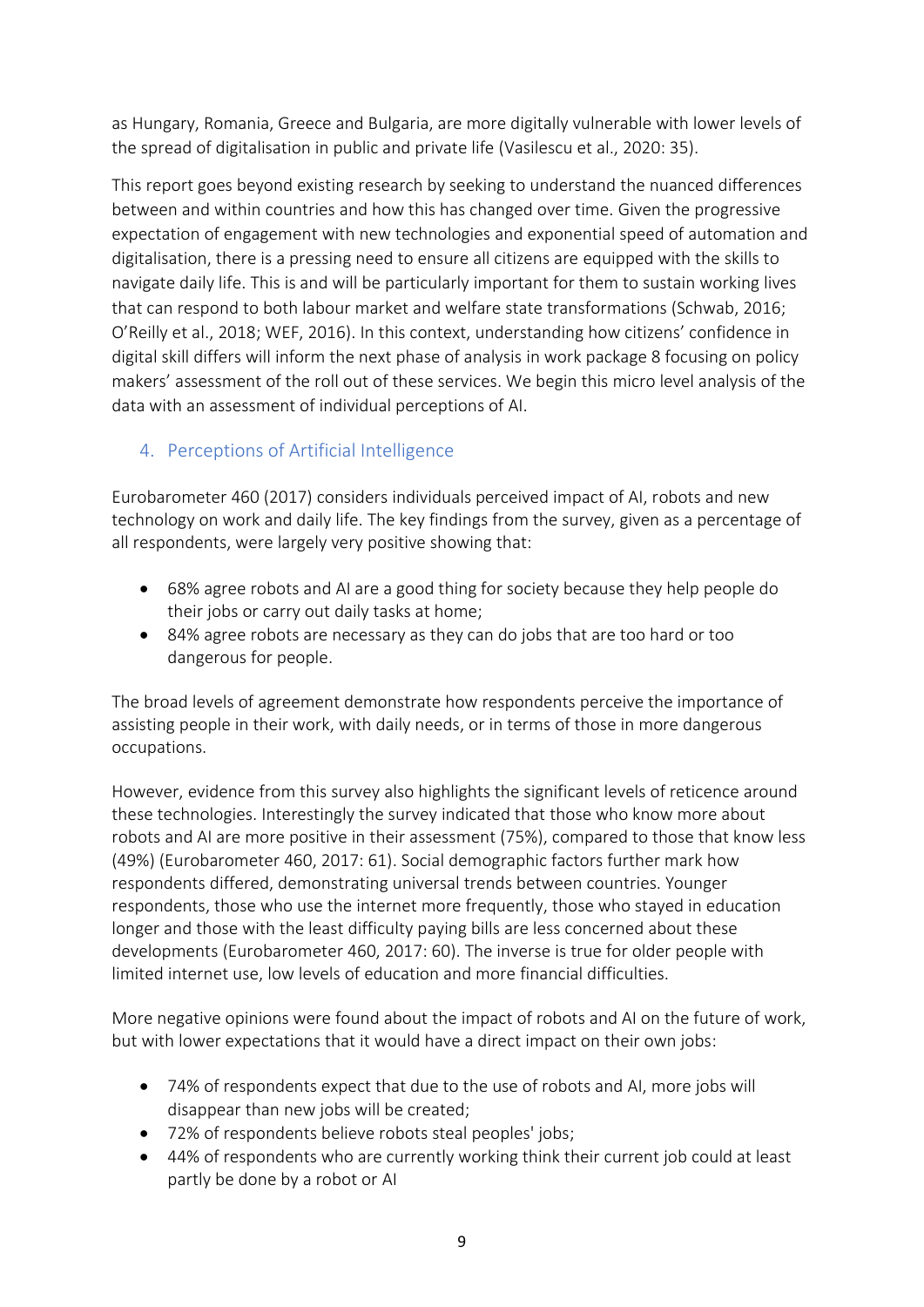as Hungary, Romania, Greece and Bulgaria, are more digitally vulnerable with lower levels of the spread of digitalisation in public and private life (Vasilescu et al., 2020: 35).

This report goes beyond existing research by seeking to understand the nuanced differences between and within countries and how this has changed over time. Given the progressive expectation of engagement with new technologies and exponential speed of automation and digitalisation, there is a pressing need to ensure all citizens are equipped with the skills to navigate daily life. This is and will be particularly important for them to sustain working lives that can respond to both labour market and welfare state transformations (Schwab, 2016; O'Reilly et al., 2018; WEF, 2016). In this context, understanding how citizens' confidence in digital skill differs will inform the next phase of analysis in work package 8 focusing on policy makers' assessment of the roll out of these services. We begin this micro level analysis of the data with an assessment of individual perceptions of AI.

## 4. Perceptions of Artificial Intelligence

Eurobarometer 460 (2017) considers individuals perceived impact of AI, robots and new technology on work and daily life. The key findings from the survey, given as a percentage of all respondents, were largely very positive showing that:

- 68% agree robots and AI are a good thing for society because they help people do their jobs or carry out daily tasks at home;
- 84% agree robots are necessary as they can do jobs that are too hard or too dangerous for people.

The broad levels of agreement demonstrate how respondents perceive the importance of assisting people in their work, with daily needs, or in terms of those in more dangerous occupations.

However, evidence from this survey also highlights the significant levels of reticence around these technologies. Interestingly the survey indicated that those who know more about robots and AI are more positive in their assessment (75%), compared to those that know less (49%) (Eurobarometer 460, 2017: 61). Social demographic factors further mark how respondents differed, demonstrating universal trends between countries. Younger respondents, those who use the internet more frequently, those who stayed in education longer and those with the least difficulty paying bills are less concerned about these developments (Eurobarometer 460, 2017: 60). The inverse is true for older people with limited internet use, low levels of education and more financial difficulties.

More negative opinions were found about the impact of robots and AI on the future of work, but with lower expectations that it would have a direct impact on their own jobs:

- 74% of respondents expect that due to the use of robots and AI, more jobs will disappear than new jobs will be created;
- 72% of respondents believe robots steal peoples' jobs;
- 44% of respondents who are currently working think their current job could at least partly be done by a robot or AI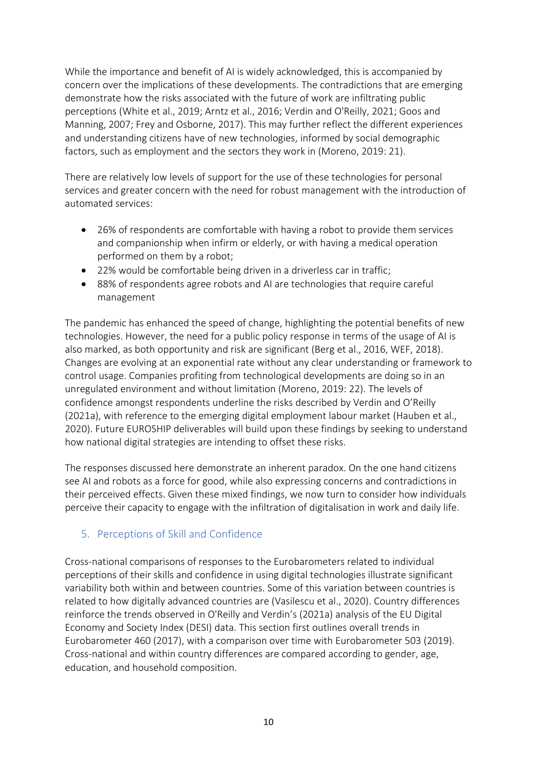While the importance and benefit of AI is widely acknowledged, this is accompanied by concern over the implications of these developments. The contradictions that are emerging demonstrate how the risks associated with the future of work are infiltrating public perceptions (White et al., 2019; Arntz et al., 2016; Verdin and O'Reilly, 2021; Goos and Manning, 2007; Frey and Osborne, 2017). This may further reflect the different experiences and understanding citizens have of new technologies, informed by social demographic factors, such as employment and the sectors they work in (Moreno, 2019: 21).

There are relatively low levels of support for the use of these technologies for personal services and greater concern with the need for robust management with the introduction of automated services:

- 26% of respondents are comfortable with having a robot to provide them services and companionship when infirm or elderly, or with having a medical operation performed on them by a robot;
- 22% would be comfortable being driven in a driverless car in traffic;
- 88% of respondents agree robots and AI are technologies that require careful management

The pandemic has enhanced the speed of change, highlighting the potential benefits of new technologies. However, the need for a public policy response in terms of the usage of AI is also marked, as both opportunity and risk are significant (Berg et al., 2016, WEF, 2018). Changes are evolving at an exponential rate without any clear understanding or framework to control usage. Companies profiting from technological developments are doing so in an unregulated environment and without limitation (Moreno, 2019: 22). The levels of confidence amongst respondents underline the risks described by Verdin and O'Reilly (2021a), with reference to the emerging digital employment labour market (Hauben et al., 2020). Future EUROSHIP deliverables will build upon these findings by seeking to understand how national digital strategies are intending to offset these risks.

The responses discussed here demonstrate an inherent paradox. On the one hand citizens see AI and robots as a force for good, while also expressing concerns and contradictions in their perceived effects. Given these mixed findings, we now turn to consider how individuals perceive their capacity to engage with the infiltration of digitalisation in work and daily life.

## 5. Perceptions of Skill and Confidence

Cross-national comparisons of responses to the Eurobarometers related to individual perceptions of their skills and confidence in using digital technologies illustrate significant variability both within and between countries. Some of this variation between countries is related to how digitally advanced countries are (Vasilescu et al., 2020). Country differences reinforce the trends observed in O'Reilly and Verdin's (2021a) analysis of the EU Digital Economy and Society Index (DESI) data. This section first outlines overall trends in Eurobarometer 460 (2017), with a comparison over time with Eurobarometer 503 (2019). Cross-national and within country differences are compared according to gender, age, education, and household composition.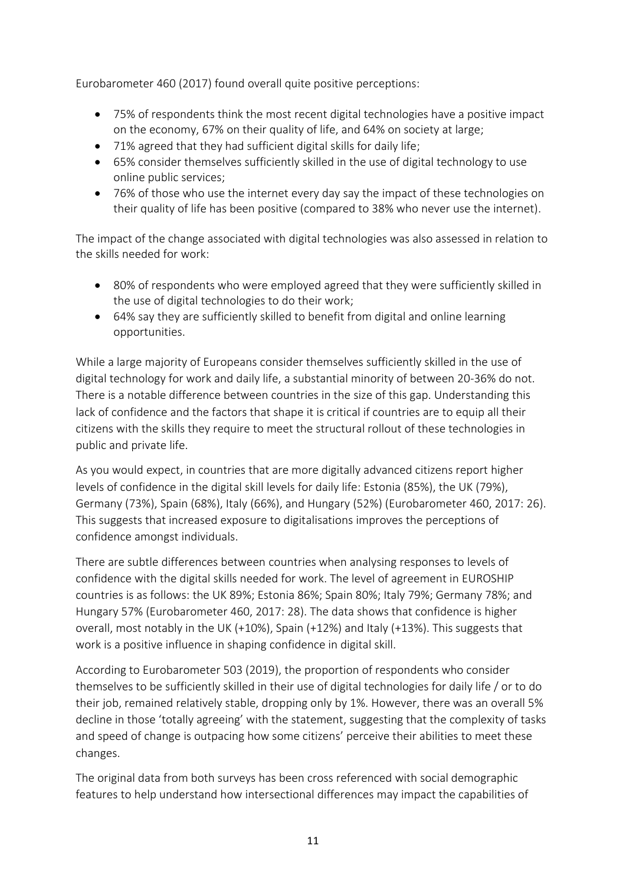Eurobarometer 460 (2017) found overall quite positive perceptions:

- 75% of respondents think the most recent digital technologies have a positive impact on the economy, 67% on their quality of life, and 64% on society at large;
- 71% agreed that they had sufficient digital skills for daily life;
- 65% consider themselves sufficiently skilled in the use of digital technology to use online public services;
- 76% of those who use the internet every day say the impact of these technologies on their quality of life has been positive (compared to 38% who never use the internet).

The impact of the change associated with digital technologies was also assessed in relation to the skills needed for work:

- 80% of respondents who were employed agreed that they were sufficiently skilled in the use of digital technologies to do their work;
- 64% say they are sufficiently skilled to benefit from digital and online learning opportunities.

While a large majority of Europeans consider themselves sufficiently skilled in the use of digital technology for work and daily life, a substantial minority of between 20-36% do not. There is a notable difference between countries in the size of this gap. Understanding this lack of confidence and the factors that shape it is critical if countries are to equip all their citizens with the skills they require to meet the structural rollout of these technologies in public and private life.

As you would expect, in countries that are more digitally advanced citizens report higher levels of confidence in the digital skill levels for daily life: Estonia (85%), the UK (79%), Germany (73%), Spain (68%), Italy (66%), and Hungary (52%) (Eurobarometer 460, 2017: 26). This suggests that increased exposure to digitalisations improves the perceptions of confidence amongst individuals.

There are subtle differences between countries when analysing responses to levels of confidence with the digital skills needed for work. The level of agreement in EUROSHIP countries is as follows: the UK 89%; Estonia 86%; Spain 80%; Italy 79%; Germany 78%; and Hungary 57% (Eurobarometer 460, 2017: 28). The data shows that confidence is higher overall, most notably in the UK (+10%), Spain (+12%) and Italy (+13%). This suggests that work is a positive influence in shaping confidence in digital skill.

According to Eurobarometer 503 (2019), the proportion of respondents who consider themselves to be sufficiently skilled in their use of digital technologies for daily life / or to do their job, remained relatively stable, dropping only by 1%. However, there was an overall 5% decline in those 'totally agreeing' with the statement, suggesting that the complexity of tasks and speed of change is outpacing how some citizens' perceive their abilities to meet these changes.

The original data from both surveys has been cross referenced with social demographic features to help understand how intersectional differences may impact the capabilities of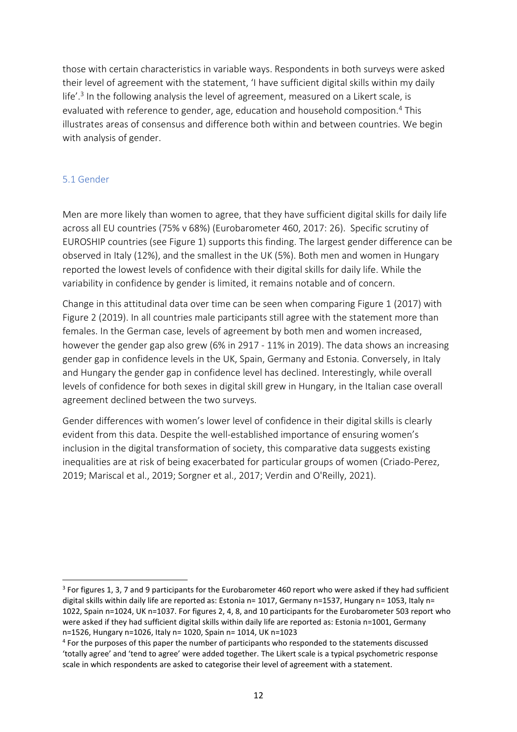those with certain characteristics in variable ways. Respondents in both surveys were asked their level of agreement with the statement, 'I have sufficient digital skills within my daily life'.[3] In the following analysis the level of agreement, measured on a Likert scale, is evaluated with reference to gender, age, education and household composition.[4] This illustrates areas of consensus and difference both within and between countries. We begin with analysis of gender.

### 5.1 Gender

Men are more likely than women to agree, that they have sufficient digital skills for daily life across all EU countries (75% v 68%) (Eurobarometer 460, 2017: 26). Specific scrutiny of EUROSHIP countries (see Figure 1) supports this finding. The largest gender difference can be observed in Italy (12%), and the smallest in the UK (5%). Both men and women in Hungary reported the lowest levels of confidence with their digital skills for daily life. While the variability in confidence by gender is limited, it remains notable and of concern.

Change in this attitudinal data over time can be seen when comparing Figure 1 (2017) with Figure 2 (2019). In all countries male participants still agree with the statement more than females. In the German case, levels of agreement by both men and women increased, however the gender gap also grew (6% in 2917 - 11% in 2019). The data shows an increasing gender gap in confidence levels in the UK, Spain, Germany and Estonia. Conversely, in Italy and Hungary the gender gap in confidence level has declined. Interestingly, while overall levels of confidence for both sexes in digital skill grew in Hungary, in the Italian case overall agreement declined between the two surveys.

Gender differences with women's lower level of confidence in their digital skills is clearly evident from this data. Despite the well-established importance of ensuring women's inclusion in the digital transformation of society, this comparative data suggests existing inequalities are at risk of being exacerbated for particular groups of women (Criado-Perez, 2019; Mariscal et al., 2019; Sorgner et al., 2017; Verdin and O'Reilly, 2021).

---

[3] For figures 1, 3, 7 and 9 participants for the Eurobarometer 460 report who were asked if they had sufficient digital skills within daily life are reported as: Estonia n= 1017, Germany n=1537, Hungary n= 1053, Italy n= 1022, Spain n=1024, UK n=1037. For figures 2, 4, 8, and 10 participants for the Eurobarometer 503 report who were asked if they had sufficient digital skills within daily life are reported as: Estonia n=1001, Germany n=1526, Hungary n=1026, Italy n= 1020, Spain n= 1014, UK n=1023

[4] For the purposes of this paper the number of participants who responded to the statements discussed 'totally agree' and 'tend to agree' were added together. The Likert scale is a typical psychometric response scale in which respondents are asked to categorise their level of agreement with a statement.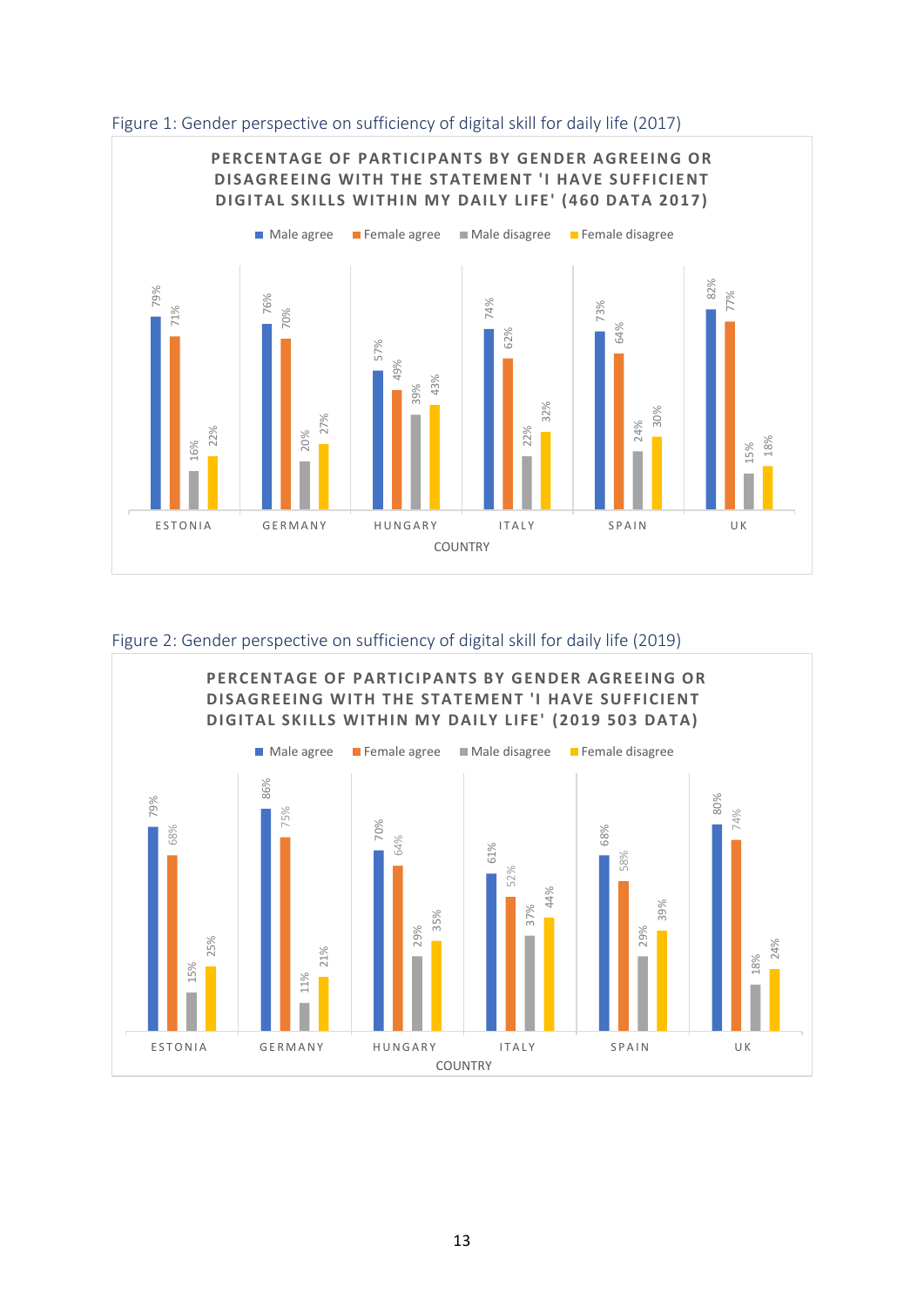Figure 1: Gender perspective on sufficiency of digital skill for daily life (2017)

**PERCENTAGE OF PARTICIPANTS BY GENDER AGREEING OR DISAGREEING WITH THE STATEMENT 'I HAVE SUFFICIENT DIGITAL SKILLS WITHIN MY DAILY LIFE' (460 DATA 2017)**

| COUNTRY | Male agree | Female agree | Male disagree | Female disagree |
|---|---|---|---|---|
| ESTONIA | 79% | 71% | 16% | 22% |
| GERMANY | 76% | 70% | 20% | 27% |
| HUNGARY | 57% | 49% | 39% | 43% |
| ITALY | 74% | 62% | 22% | 32% |
| SPAIN | 73% | 64% | 24% | 30% |
| UK | 82% | 77% | 15% | 18% |

Figure 2: Gender perspective on sufficiency of digital skill for daily life (2019)

**PERCENTAGE OF PARTICIPANTS BY GENDER AGREEING OR DISAGREEING WITH THE STATEMENT 'I HAVE SUFFICIENT DIGITAL SKILLS WITHIN MY DAILY LIFE' (2019 503 DATA)**

| COUNTRY | Male agree | Female agree | Male disagree | Female disagree |
|---|---|---|---|---|
| ESTONIA | 79% | 68% | 15% | 25% |
| GERMANY | 86% | 75% | 11% | 21% |
| HUNGARY | 70% | 64% | 29% | 35% |
| ITALY | 61% | 52% | 37% | 44% |
| SPAIN | 68% | 58% | 29% | 39% |
| UK | 80% | 74% | 18% | 24% |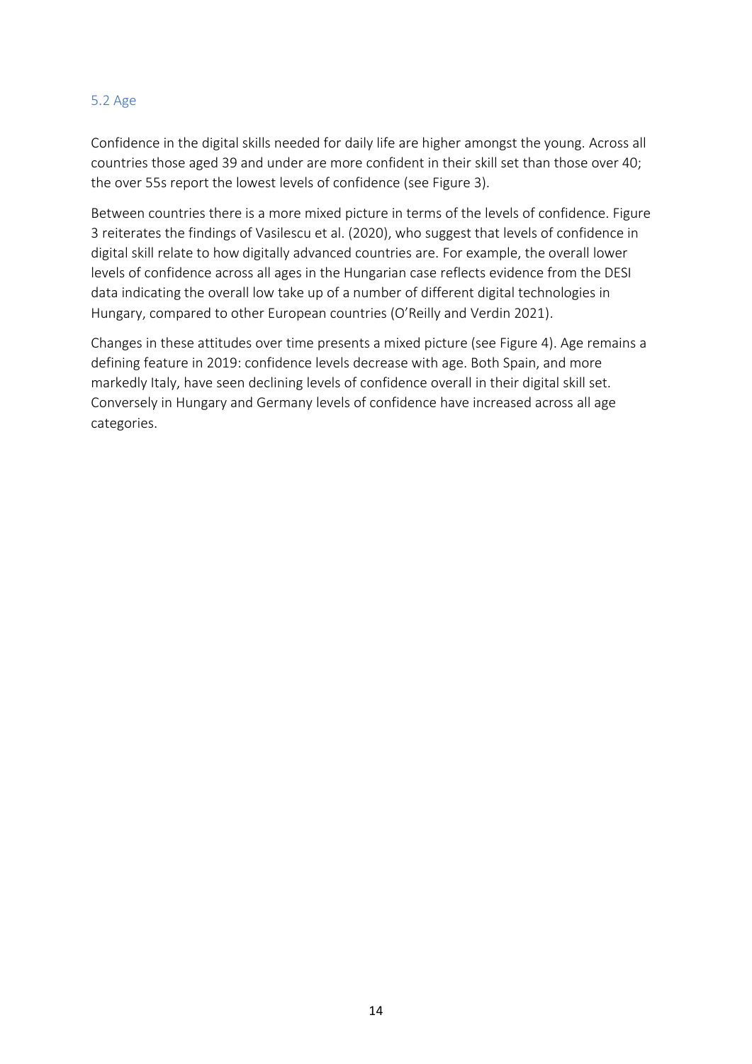### 5.2 Age

Confidence in the digital skills needed for daily life are higher amongst the young. Across all countries those aged 39 and under are more confident in their skill set than those over 40; the over 55s report the lowest levels of confidence (see Figure 3).

Between countries there is a more mixed picture in terms of the levels of confidence. Figure 3 reiterates the findings of Vasilescu et al. (2020), who suggest that levels of confidence in digital skill relate to how digitally advanced countries are. For example, the overall lower levels of confidence across all ages in the Hungarian case reflects evidence from the DESI data indicating the overall low take up of a number of different digital technologies in Hungary, compared to other European countries (O'Reilly and Verdin 2021).

Changes in these attitudes over time presents a mixed picture (see Figure 4). Age remains a defining feature in 2019: confidence levels decrease with age. Both Spain, and more markedly Italy, have seen declining levels of confidence overall in their digital skill set. Conversely in Hungary and Germany levels of confidence have increased across all age categories.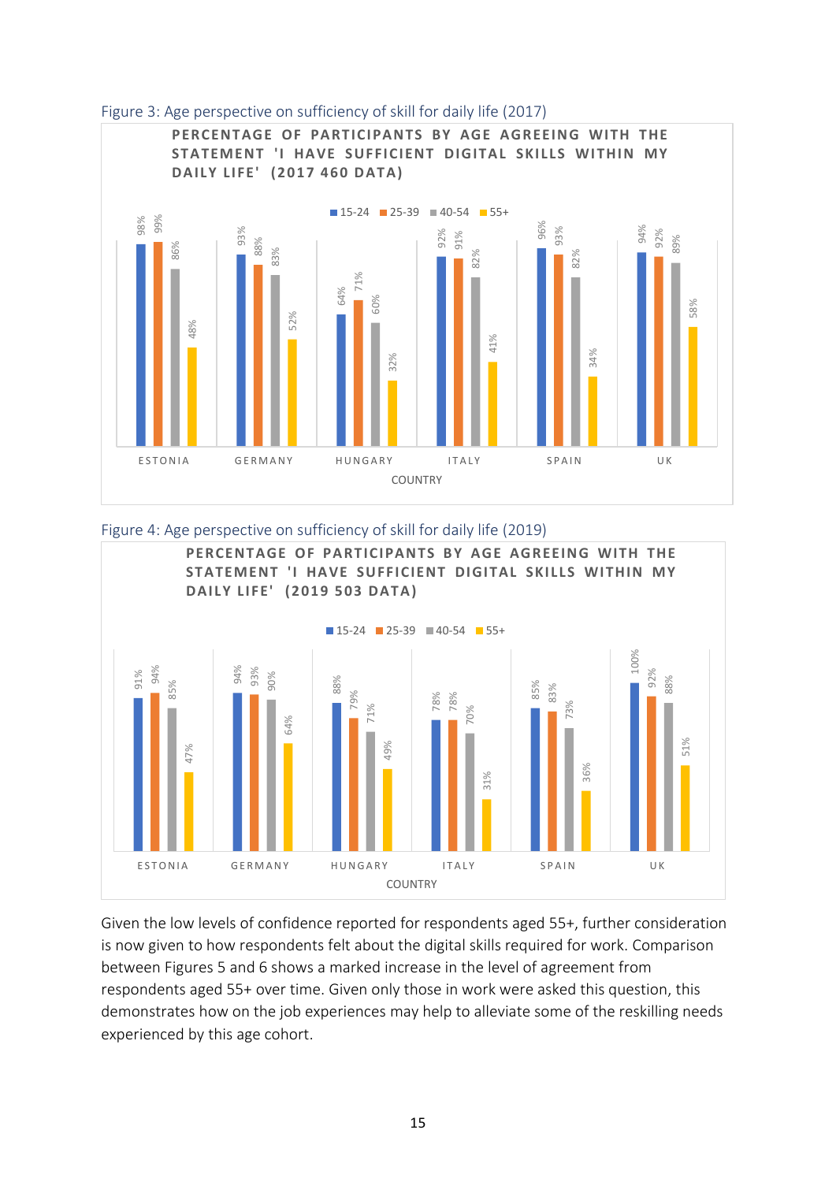Figure 3: Age perspective on sufficiency of skill for daily life (2017)

**PERCENTAGE OF PARTICIPANTS BY AGE AGREEING WITH THE STATEMENT 'I HAVE SUFFICIENT DIGITAL SKILLS WITHIN MY DAILY LIFE' (2017 460 DATA)**

| COUNTRY | 15-24 | 25-39 | 40-54 | 55+ |
|---|---|---|---|---|
| ESTONIA | 98% | 99% | 86% | 48% |
| GERMANY | 93% | 88% | 83% | 52% |
| HUNGARY | 64% | 71% | 60% | 32% |
| ITALY | 92% | 91% | 82% | 41% |
| SPAIN | 96% | 93% | 82% | 34% |
| UK | 94% | 92% | 89% | 58% |

Figure 4: Age perspective on sufficiency of skill for daily life (2019)

**PERCENTAGE OF PARTICIPANTS BY AGE AGREEING WITH THE STATEMENT 'I HAVE SUFFICIENT DIGITAL SKILLS WITHIN MY DAILY LIFE' (2019 503 DATA)**

| COUNTRY | 15-24 | 25-39 | 40-54 | 55+ |
|---|---|---|---|---|
| ESTONIA | 91% | 94% | 85% | 47% |
| GERMANY | 94% | 93% | 90% | 64% |
| HUNGARY | 88% | 79% | 71% | 49% |
| ITALY | 78% | 78% | 70% | 31% |
| SPAIN | 85% | 83% | 73% | 36% |
| UK | 100% | 92% | 88% | 51% |

Given the low levels of confidence reported for respondents aged 55+, further consideration is now given to how respondents felt about the digital skills required for work. Comparison between Figures 5 and 6 shows a marked increase in the level of agreement from respondents aged 55+ over time. Given only those in work were asked this question, this demonstrates how on the job experiences may help to alleviate some of the reskilling needs experienced by this age cohort.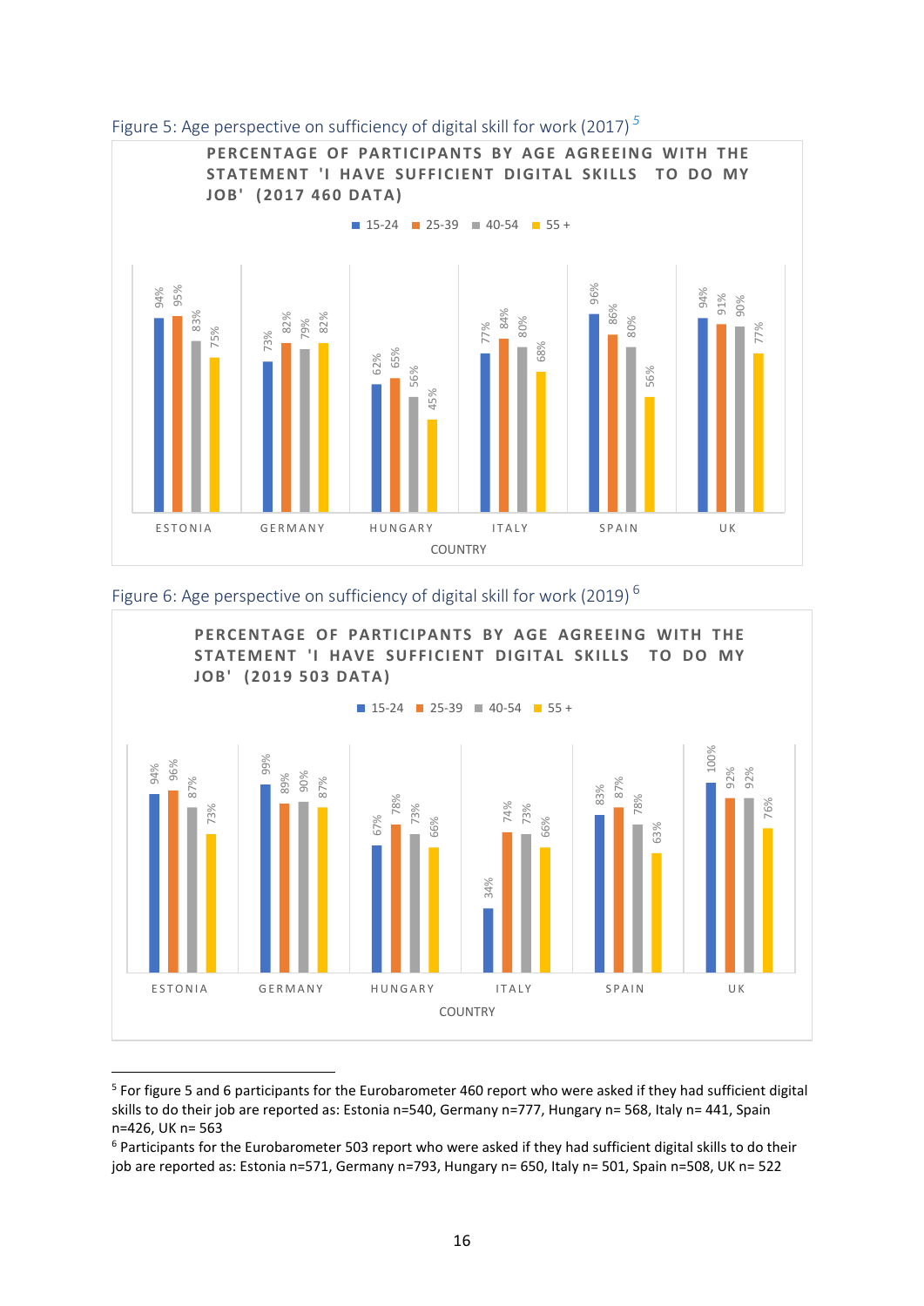Figure 5: Age perspective on sufficiency of digital skill for work (2017) [5]

**PERCENTAGE OF PARTICIPANTS BY AGE AGREEING WITH THE STATEMENT 'I HAVE SUFFICIENT DIGITAL SKILLS TO DO MY JOB' (2017 460 DATA)**

| COUNTRY | 15-24 | 25-39 | 40-54 | 55 + |
|---|---|---|---|---|
| ESTONIA | 94% | 95% | 83% | 75% |
| GERMANY | 73% | 82% | 79% | 82% |
| HUNGARY | 62% | 65% | 56% | 45% |
| ITALY | 77% | 84% | 80% | 68% |
| SPAIN | 96% | 86% | 80% | 56% |
| UK | 94% | 91% | 90% | 77% |

Figure 6: Age perspective on sufficiency of digital skill for work (2019) [6]

**PERCENTAGE OF PARTICIPANTS BY AGE AGREEING WITH THE STATEMENT 'I HAVE SUFFICIENT DIGITAL SKILLS TO DO MY JOB' (2019 503 DATA)**

| COUNTRY | 15-24 | 25-39 | 40-54 | 55 + |
|---|---|---|---|---|
| ESTONIA | 94% | 96% | 87% | 73% |
| GERMANY | 99% | 89% | 90% | 87% |
| HUNGARY | 67% | 78% | 73% | 66% |
| ITALY | 34% | 74% | 73% | 66% |
| SPAIN | 83% | 87% | 78% | 63% |
| UK | 100% | 92% | 92% | 76% |

[5] For figure 5 and 6 participants for the Eurobarometer 460 report who were asked if they had sufficient digital skills to do their job are reported as: Estonia n=540, Germany n=777, Hungary n= 568, Italy n= 441, Spain n=426, UK n= 563

[6] Participants for the Eurobarometer 503 report who were asked if they had sufficient digital skills to do their job are reported as: Estonia n=571, Germany n=793, Hungary n= 650, Italy n= 501, Spain n=508, UK n= 522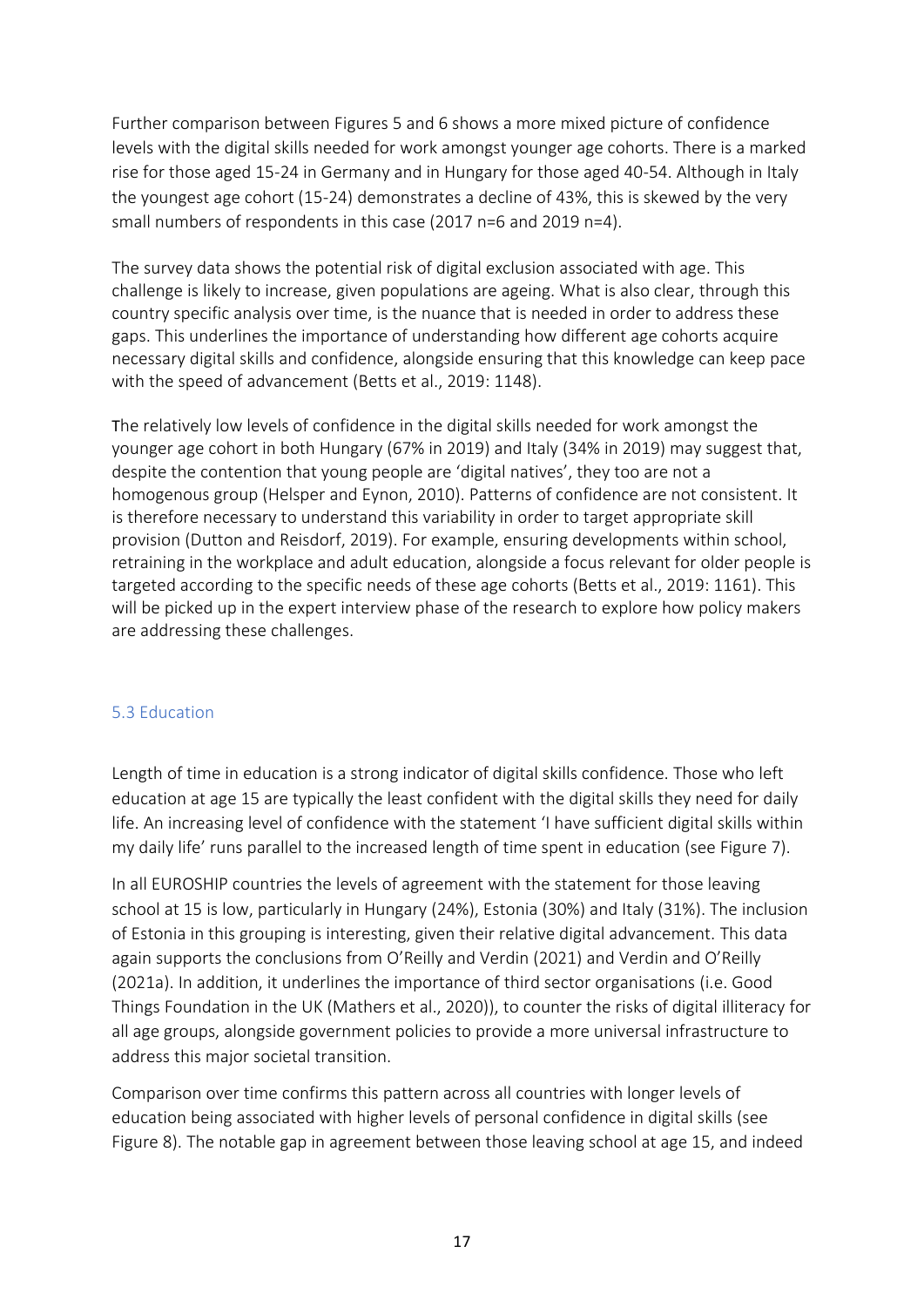Further comparison between Figures 5 and 6 shows a more mixed picture of confidence levels with the digital skills needed for work amongst younger age cohorts. There is a marked rise for those aged 15-24 in Germany and in Hungary for those aged 40-54. Although in Italy the youngest age cohort (15-24) demonstrates a decline of 43%, this is skewed by the very small numbers of respondents in this case (2017 n=6 and 2019 n=4).

The survey data shows the potential risk of digital exclusion associated with age. This challenge is likely to increase, given populations are ageing. What is also clear, through this country specific analysis over time, is the nuance that is needed in order to address these gaps. This underlines the importance of understanding how different age cohorts acquire necessary digital skills and confidence, alongside ensuring that this knowledge can keep pace with the speed of advancement (Betts et al., 2019: 1148).

The relatively low levels of confidence in the digital skills needed for work amongst the younger age cohort in both Hungary (67% in 2019) and Italy (34% in 2019) may suggest that, despite the contention that young people are 'digital natives', they too are not a homogenous group (Helsper and Eynon, 2010). Patterns of confidence are not consistent. It is therefore necessary to understand this variability in order to target appropriate skill provision (Dutton and Reisdorf, 2019). For example, ensuring developments within school, retraining in the workplace and adult education, alongside a focus relevant for older people is targeted according to the specific needs of these age cohorts (Betts et al., 2019: 1161). This will be picked up in the expert interview phase of the research to explore how policy makers are addressing these challenges.

### 5.3 Education

Length of time in education is a strong indicator of digital skills confidence. Those who left education at age 15 are typically the least confident with the digital skills they need for daily life. An increasing level of confidence with the statement 'I have sufficient digital skills within my daily life' runs parallel to the increased length of time spent in education (see Figure 7).

In all EUROSHIP countries the levels of agreement with the statement for those leaving school at 15 is low, particularly in Hungary (24%), Estonia (30%) and Italy (31%). The inclusion of Estonia in this grouping is interesting, given their relative digital advancement. This data again supports the conclusions from O'Reilly and Verdin (2021) and Verdin and O'Reilly (2021a). In addition, it underlines the importance of third sector organisations (i.e. Good Things Foundation in the UK (Mathers et al., 2020)), to counter the risks of digital illiteracy for all age groups, alongside government policies to provide a more universal infrastructure to address this major societal transition.

Comparison over time confirms this pattern across all countries with longer levels of education being associated with higher levels of personal confidence in digital skills (see Figure 8). The notable gap in agreement between those leaving school at age 15, and indeed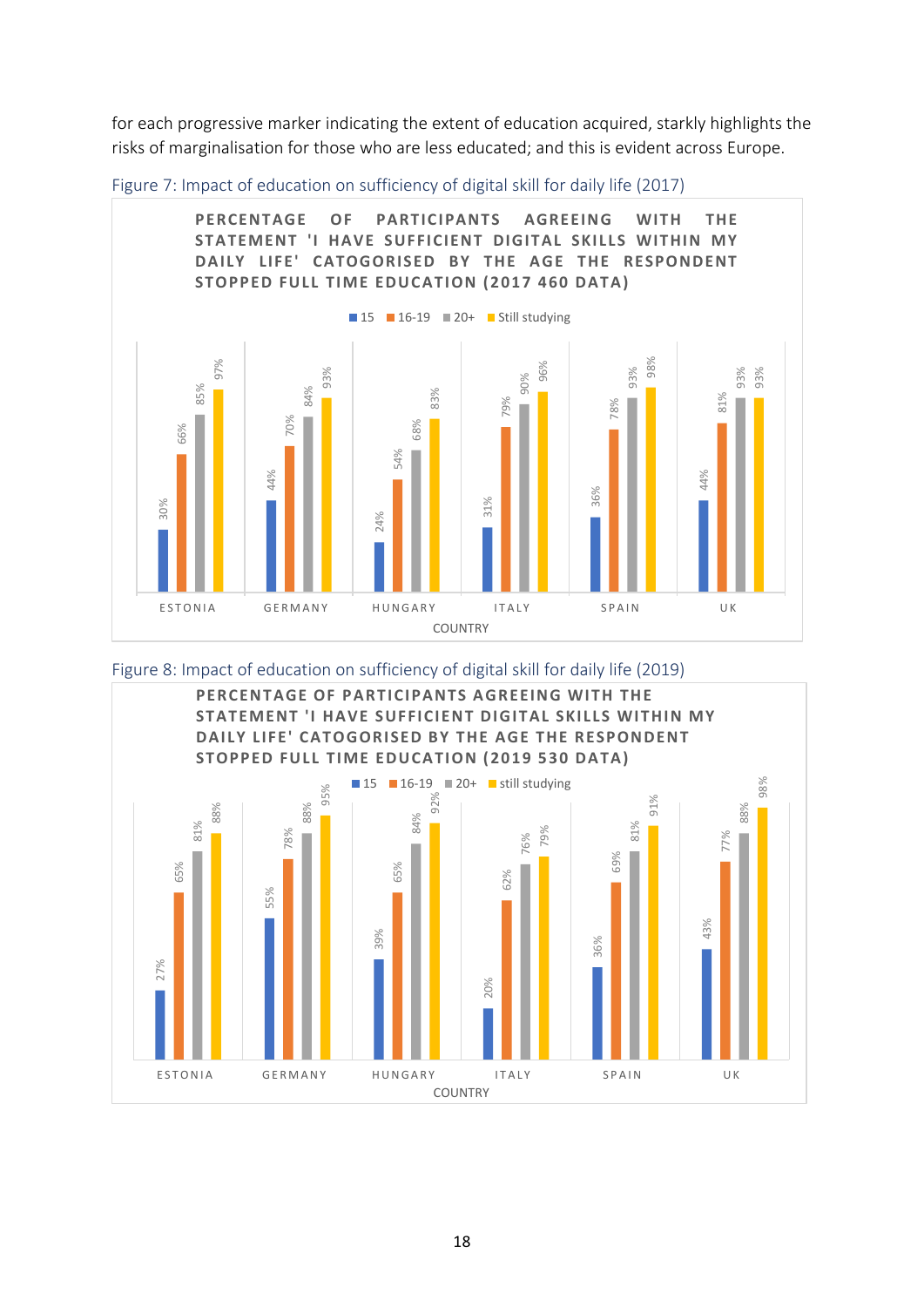for each progressive marker indicating the extent of education acquired, starkly highlights the risks of marginalisation for those who are less educated; and this is evident across Europe.

Figure 7: Impact of education on sufficiency of digital skill for daily life (2017)

**PERCENTAGE OF PARTICIPANTS AGREEING WITH THE STATEMENT 'I HAVE SUFFICIENT DIGITAL SKILLS WITHIN MY DAILY LIFE' CATOGORISED BY THE AGE THE RESPONDENT STOPPED FULL TIME EDUCATION (2017 460 DATA)**

| COUNTRY | 15 | 16-19 | 20+ | Still studying |
|---|---|---|---|---|
| ESTONIA | 30% | 66% | 85% | 97% |
| GERMANY | 44% | 70% | 84% | 93% |
| HUNGARY | 24% | 54% | 68% | 83% |
| ITALY | 31% | 79% | 90% | 96% |
| SPAIN | 36% | 78% | 93% | 98% |
| UK | 44% | 81% | 93% | 93% |

Figure 8: Impact of education on sufficiency of digital skill for daily life (2019)

**PERCENTAGE OF PARTICIPANTS AGREEING WITH THE STATEMENT 'I HAVE SUFFICIENT DIGITAL SKILLS WITHIN MY DAILY LIFE' CATOGORISED BY THE AGE THE RESPONDENT STOPPED FULL TIME EDUCATION (2019 530 DATA)**

| COUNTRY | 15 | 16-19 | 20+ | still studying |
|---|---|---|---|---|
| ESTONIA | 27% | 65% | 81% | 88% |
| GERMANY | 55% | 78% | 88% | 95% |
| HUNGARY | 39% | 65% | 84% | 92% |
| ITALY | 20% | 62% | 76% | 79% |
| SPAIN | 36% | 69% | 81% | 91% |
| UK | 43% | 77% | 88% | 98% |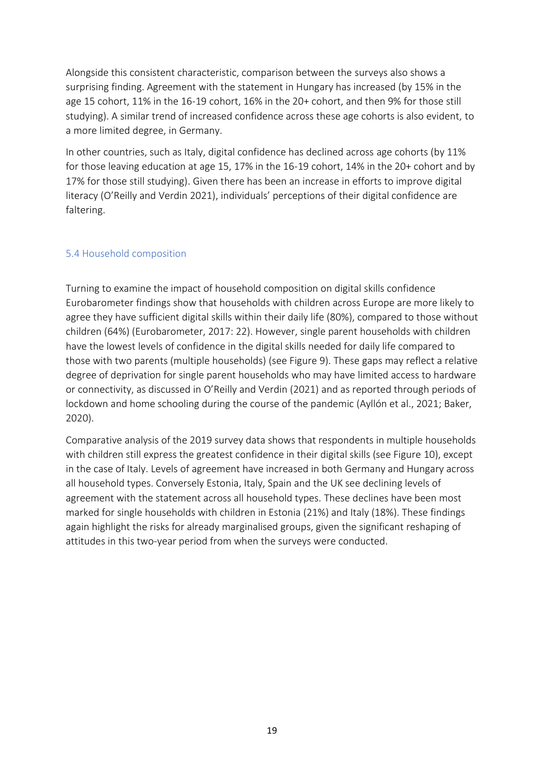Alongside this consistent characteristic, comparison between the surveys also shows a surprising finding. Agreement with the statement in Hungary has increased (by 15% in the age 15 cohort, 11% in the 16-19 cohort, 16% in the 20+ cohort, and then 9% for those still studying). A similar trend of increased confidence across these age cohorts is also evident, to a more limited degree, in Germany.

In other countries, such as Italy, digital confidence has declined across age cohorts (by 11% for those leaving education at age 15, 17% in the 16-19 cohort, 14% in the 20+ cohort and by 17% for those still studying). Given there has been an increase in efforts to improve digital literacy (O'Reilly and Verdin 2021), individuals' perceptions of their digital confidence are faltering.

### 5.4 Household composition

Turning to examine the impact of household composition on digital skills confidence Eurobarometer findings show that households with children across Europe are more likely to agree they have sufficient digital skills within their daily life (80%), compared to those without children (64%) (Eurobarometer, 2017: 22). However, single parent households with children have the lowest levels of confidence in the digital skills needed for daily life compared to those with two parents (multiple households) (see Figure 9). These gaps may reflect a relative degree of deprivation for single parent households who may have limited access to hardware or connectivity, as discussed in O'Reilly and Verdin (2021) and as reported through periods of lockdown and home schooling during the course of the pandemic (Ayllón et al., 2021; Baker, 2020).

Comparative analysis of the 2019 survey data shows that respondents in multiple households with children still express the greatest confidence in their digital skills (see Figure 10), except in the case of Italy. Levels of agreement have increased in both Germany and Hungary across all household types. Conversely Estonia, Italy, Spain and the UK see declining levels of agreement with the statement across all household types. These declines have been most marked for single households with children in Estonia (21%) and Italy (18%). These findings again highlight the risks for already marginalised groups, given the significant reshaping of attitudes in this two-year period from when the surveys were conducted.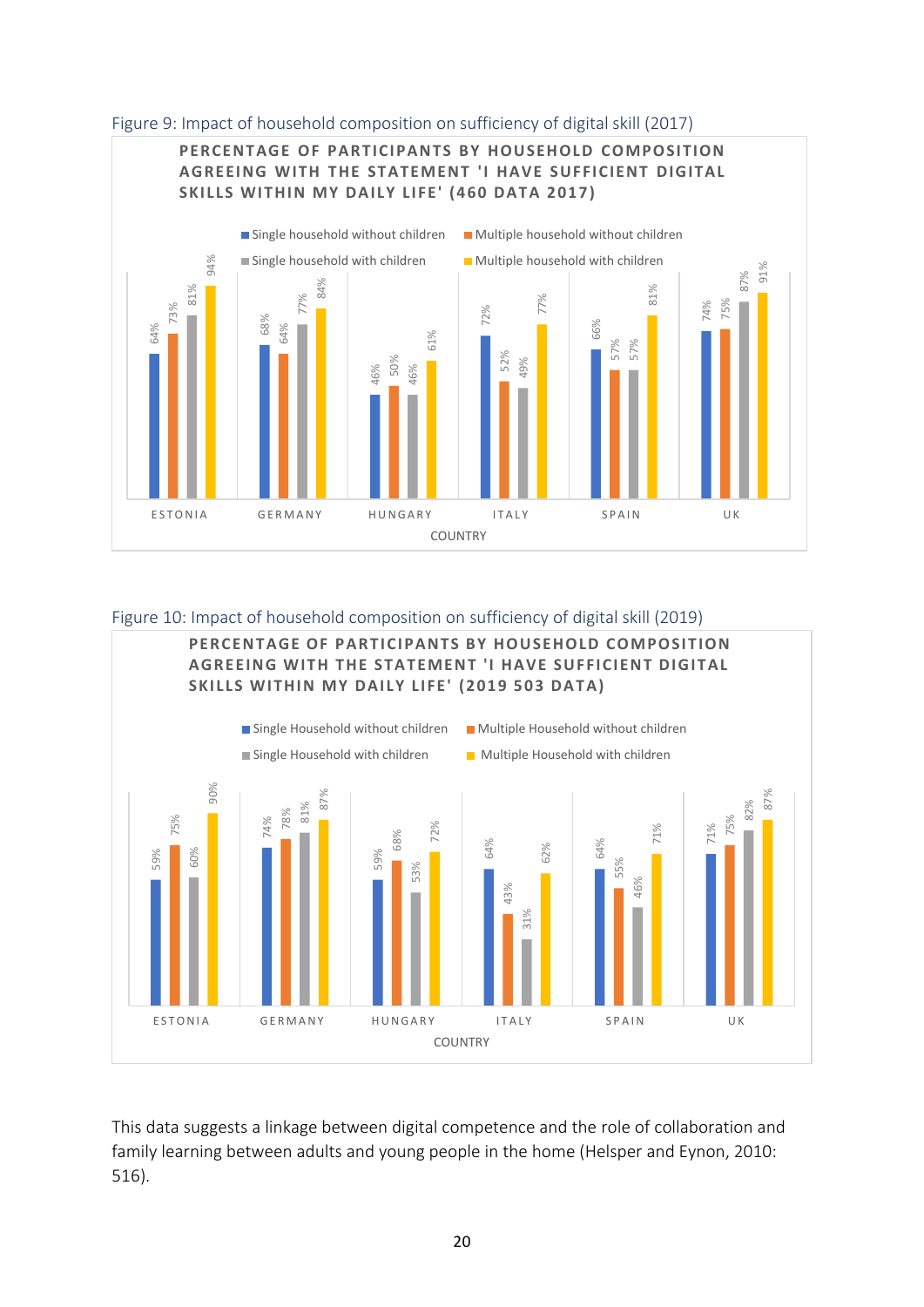Figure 9: Impact of household composition on sufficiency of digital skill (2017)

**PERCENTAGE OF PARTICIPANTS BY HOUSEHOLD COMPOSITION AGREEING WITH THE STATEMENT 'I HAVE SUFFICIENT DIGITAL SKILLS WITHIN MY DAILY LIFE' (460 DATA 2017)**

| COUNTRY | Single household without children | Multiple household without children | Single household with children | Multiple household with children |
|---|---|---|---|---|
| ESTONIA | 64% | 73% | 81% | 94% |
| GERMANY | 68% | 64% | 77% | 84% |
| HUNGARY | 46% | 50% | 46% | 61% |
| ITALY | 72% | 52% | 49% | 77% |
| SPAIN | 66% | 57% | 57% | 81% |
| UK | 74% | 75% | 87% | 91% |

Figure 10: Impact of household composition on sufficiency of digital skill (2019)

**PERCENTAGE OF PARTICIPANTS BY HOUSEHOLD COMPOSITION AGREEING WITH THE STATEMENT 'I HAVE SUFFICIENT DIGITAL SKILLS WITHIN MY DAILY LIFE' (2019 503 DATA)**

| COUNTRY | Single Household without children | Multiple Household without children | Single Household with children | Multiple Household with children |
|---|---|---|---|---|
| ESTONIA | 59% | 75% | 60% | 90% |
| GERMANY | 74% | 78% | 81% | 87% |
| HUNGARY | 59% | 68% | 53% | 72% |
| ITALY | 64% | 43% | 31% | 62% |
| SPAIN | 64% | 55% | 46% | 71% |
| UK | 71% | 75% | 82% | 87% |

This data suggests a linkage between digital competence and the role of collaboration and family learning between adults and young people in the home (Helsper and Eynon, 2010: 516).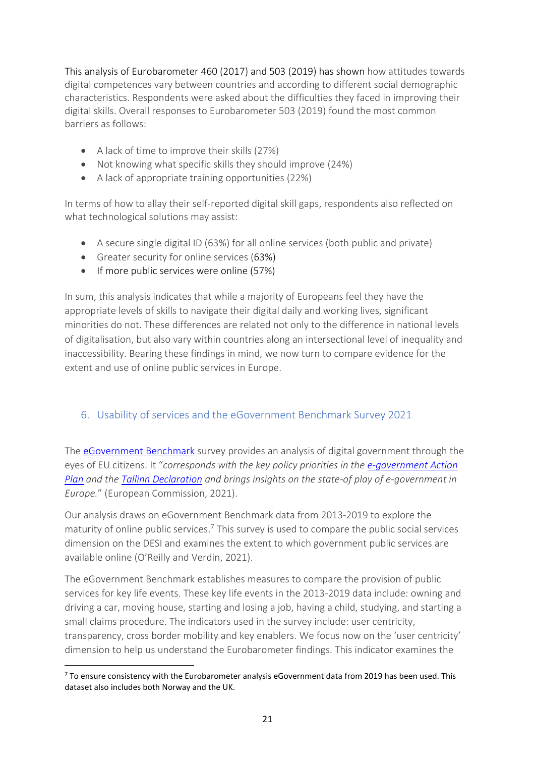This analysis of Eurobarometer 460 (2017) and 503 (2019) has shown how attitudes towards digital competences vary between countries and according to different social demographic characteristics. Respondents were asked about the difficulties they faced in improving their digital skills. Overall responses to Eurobarometer 503 (2019) found the most common barriers as follows:

- A lack of time to improve their skills (27%)
- Not knowing what specific skills they should improve (24%)
- A lack of appropriate training opportunities (22%)

In terms of how to allay their self-reported digital skill gaps, respondents also reflected on what technological solutions may assist:

- A secure single digital ID (63%) for all online services (both public and private)
- Greater security for online services (63%)
- If more public services were online (57%)

In sum, this analysis indicates that while a majority of Europeans feel they have the appropriate levels of skills to navigate their digital daily and working lives, significant minorities do not. These differences are related not only to the difference in national levels of digitalisation, but also vary within countries along an intersectional level of inequality and inaccessibility. Bearing these findings in mind, we now turn to compare evidence for the extent and use of online public services in Europe.

## 6. Usability of services and the eGovernment Benchmark Survey 2021

The eGovernment Benchmark survey provides an analysis of digital government through the eyes of EU citizens. It "*corresponds with the key policy priorities in the e-government Action Plan and the Tallinn Declaration and brings insights on the state-of play of e-government in Europe.*" (European Commission, 2021).

Our analysis draws on eGovernment Benchmark data from 2013-2019 to explore the maturity of online public services.[7] This survey is used to compare the public social services dimension on the DESI and examines the extent to which government public services are available online (O'Reilly and Verdin, 2021).

The eGovernment Benchmark establishes measures to compare the provision of public services for key life events. These key life events in the 2013-2019 data include: owning and driving a car, moving house, starting and losing a job, having a child, studying, and starting a small claims procedure. The indicators used in the survey include: user centricity, transparency, cross border mobility and key enablers. We focus now on the 'user centricity' dimension to help us understand the Eurobarometer findings. This indicator examines the

[7] To ensure consistency with the Eurobarometer analysis eGovernment data from 2019 has been used. This dataset also includes both Norway and the UK.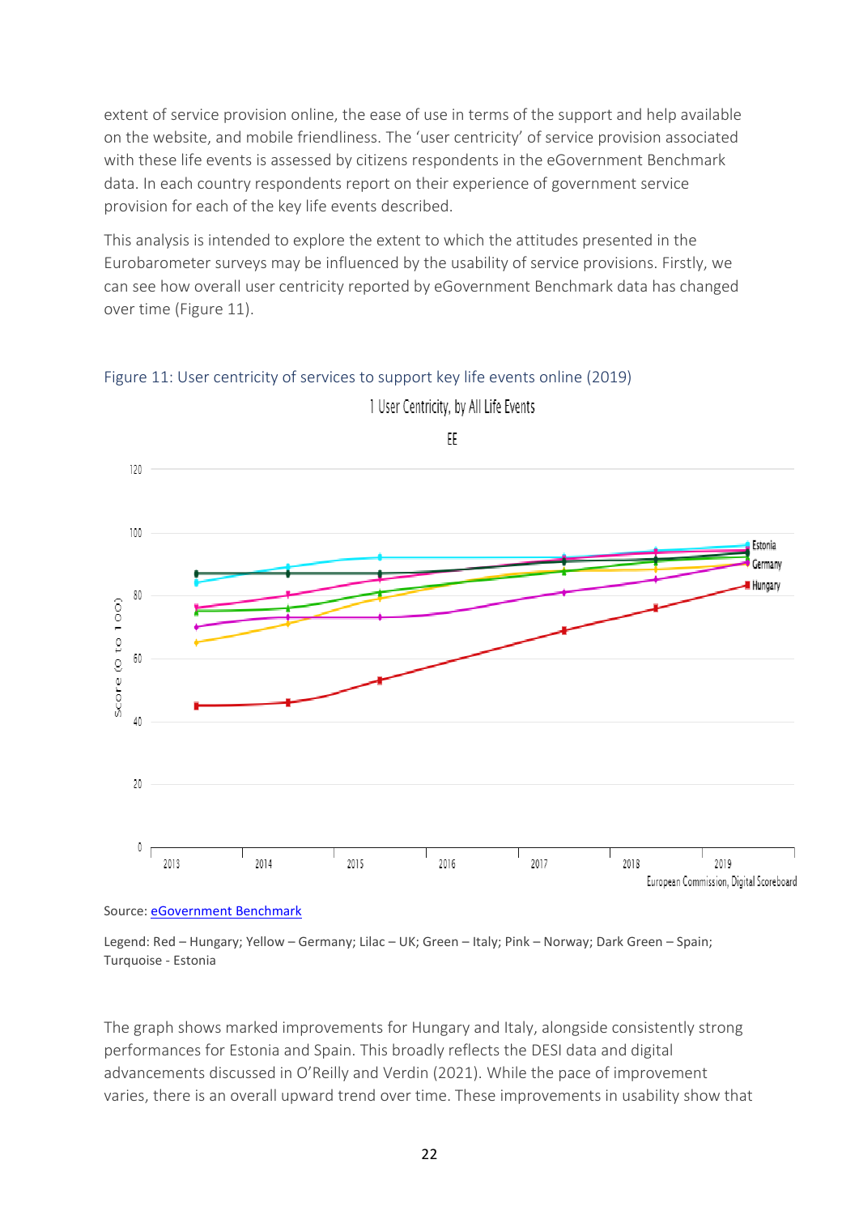extent of service provision online, the ease of use in terms of the support and help available on the website, and mobile friendliness. The 'user centricity' of service provision associated with these life events is assessed by citizens respondents in the eGovernment Benchmark data. In each country respondents report on their experience of government service provision for each of the key life events described.

This analysis is intended to explore the extent to which the attitudes presented in the Eurobarometer surveys may be influenced by the usability of service provisions. Firstly, we can see how overall user centricity reported by eGovernment Benchmark data has changed over time (Figure 11).

Figure 11: User centricity of services to support key life events online (2019)

Source: eGovernment Benchmark

Legend: Red – Hungary; Yellow – Germany; Lilac – UK; Green – Italy; Pink – Norway; Dark Green – Spain; Turquoise - Estonia

The graph shows marked improvements for Hungary and Italy, alongside consistently strong performances for Estonia and Spain. This broadly reflects the DESI data and digital advancements discussed in O'Reilly and Verdin (2021). While the pace of improvement varies, there is an overall upward trend over time. These improvements in usability show that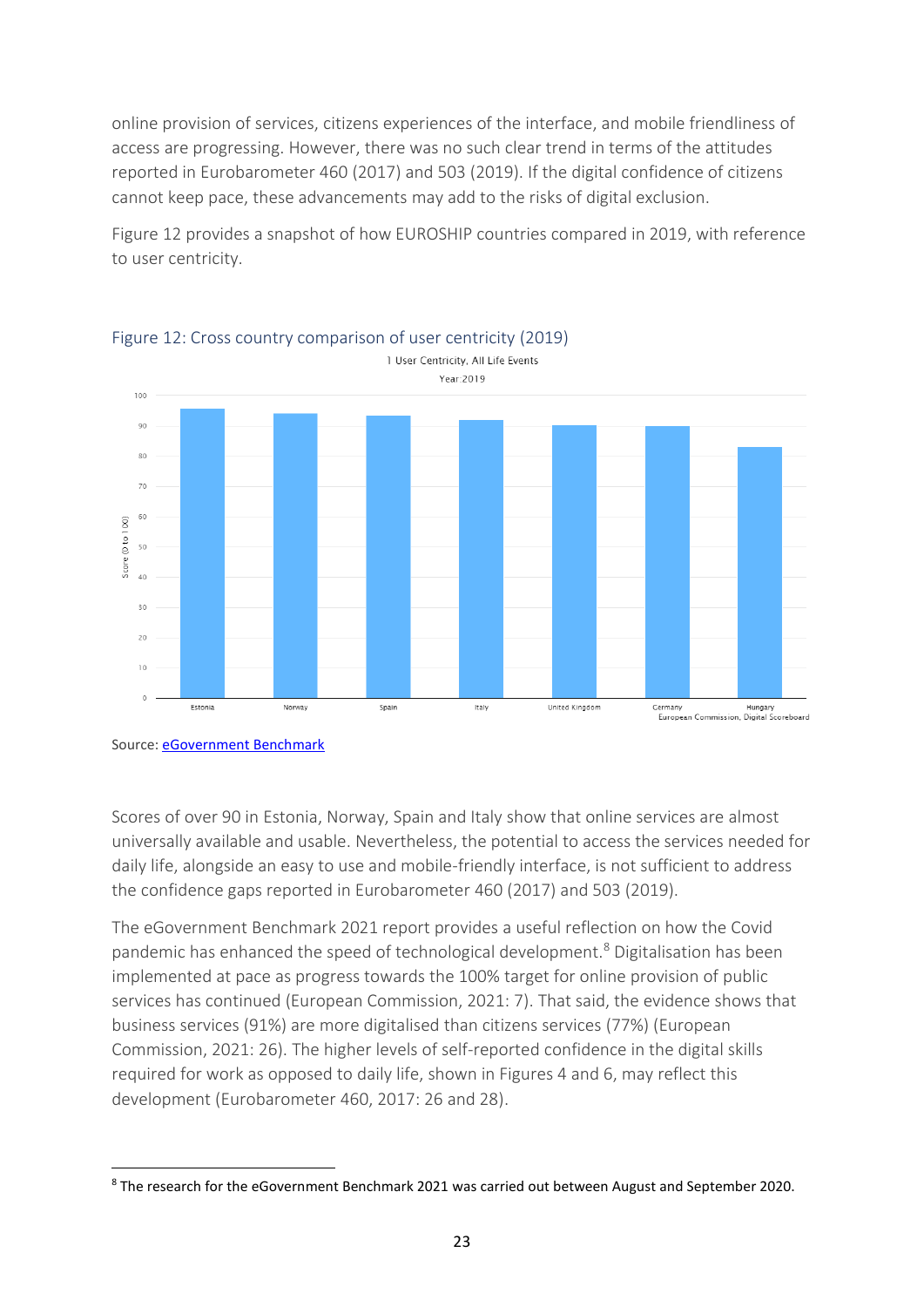online provision of services, citizens experiences of the interface, and mobile friendliness of access are progressing. However, there was no such clear trend in terms of the attitudes reported in Eurobarometer 460 (2017) and 503 (2019). If the digital confidence of citizens cannot keep pace, these advancements may add to the risks of digital exclusion.

Figure 12 provides a snapshot of how EUROSHIP countries compared in 2019, with reference to user centricity.

Figure 12: Cross country comparison of user centricity (2019)

1 User Centricity, All Life Events
Year:2019

Source: [eGovernment Benchmark](#)

Scores of over 90 in Estonia, Norway, Spain and Italy show that online services are almost universally available and usable. Nevertheless, the potential to access the services needed for daily life, alongside an easy to use and mobile-friendly interface, is not sufficient to address the confidence gaps reported in Eurobarometer 460 (2017) and 503 (2019).

The eGovernment Benchmark 2021 report provides a useful reflection on how the Covid pandemic has enhanced the speed of technological development.[8] Digitalisation has been implemented at pace as progress towards the 100% target for online provision of public services has continued (European Commission, 2021: 7). That said, the evidence shows that business services (91%) are more digitalised than citizens services (77%) (European Commission, 2021: 26). The higher levels of self-reported confidence in the digital skills required for work as opposed to daily life, shown in Figures 4 and 6, may reflect this development (Eurobarometer 460, 2017: 26 and 28).

[8] The research for the eGovernment Benchmark 2021 was carried out between August and September 2020.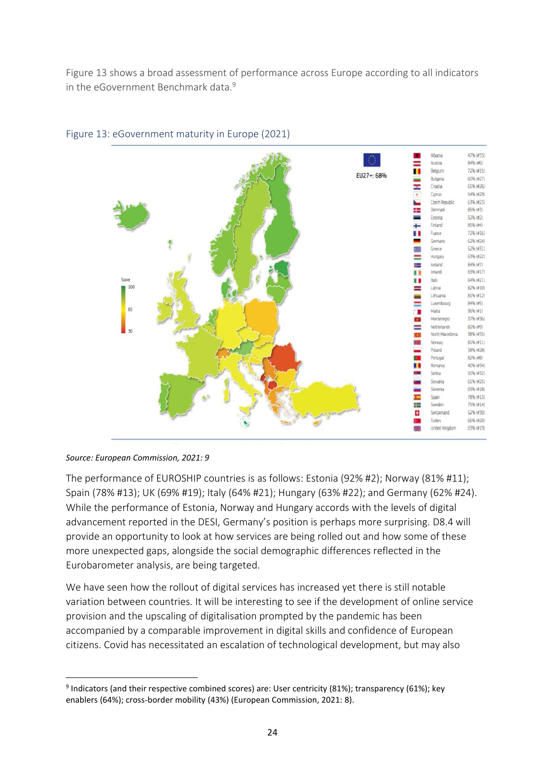Figure 13 shows a broad assessment of performance across Europe according to all indicators in the eGovernment Benchmark data.[9]

Figure 13: eGovernment maturity in Europe (2021)

EU27+: 68%

| Country | Score |
|---|---|
| Albania | 47% (#33) |
| Austria | 84% (#6) |
| Belgium | 72% (#15) |
| Bulgaria | 60% (#27) |
| Croatia | 61% (#26) |
| Cyprus | 54% (#29) |
| Czech Republic | 63% (#23) |
| Denmark | 85% (#3) |
| Estonia | 92% (#2) |
| Finland | 85% (#4) |
| France | 72% (#16) |
| Germany | 62% (#24) |
| Greece | 52% (#31) |
| Hungary | 63% (#22) |
| Iceland | 84% (#7) |
| Ireland | 69% (#17) |
| Italy | 64% (#21) |
| Latvia | 82% (#10) |
| Lithuania | 81% (#12) |
| Luxembourg | 84% (#5) |
| Malta | 96% (#1) |
| Montenegro | 37% (#36) |
| Netherlands | 82% (#9) |
| North Macedonia | 38% (#35) |
| Norway | 81% (#11) |
| Poland | 58% (#28) |
| Portugal | 82% (#8) |
| Romania | 40% (#34) |
| Serbia | 50% (#32) |
| Slovakia | 61% (#25) |
| Slovenia | 69% (#18) |
| Spain | 78% (#13) |
| Sweden | 75% (#14) |
| Switzerland | 52% (#30) |
| Turkey | 66% (#20) |
| United Kingdom | 69% (#19) |

*Source: European Commission, 2021: 9*

The performance of EUROSHIP countries is as follows: Estonia (92% #2); Norway (81% #11); Spain (78% #13); UK (69% #19); Italy (64% #21); Hungary (63% #22); and Germany (62% #24). While the performance of Estonia, Norway and Hungary accords with the levels of digital advancement reported in the DESI, Germany's position is perhaps more surprising. D8.4 will provide an opportunity to look at how services are being rolled out and how some of these more unexpected gaps, alongside the social demographic differences reflected in the Eurobarometer analysis, are being targeted.

We have seen how the rollout of digital services has increased yet there is still notable variation between countries. It will be interesting to see if the development of online service provision and the upscaling of digitalisation prompted by the pandemic has been accompanied by a comparable improvement in digital skills and confidence of European citizens. Covid has necessitated an escalation of technological development, but may also

[9] Indicators (and their respective combined scores) are: User centricity (81%); transparency (61%); key enablers (64%); cross-border mobility (43%) (European Commission, 2021: 8).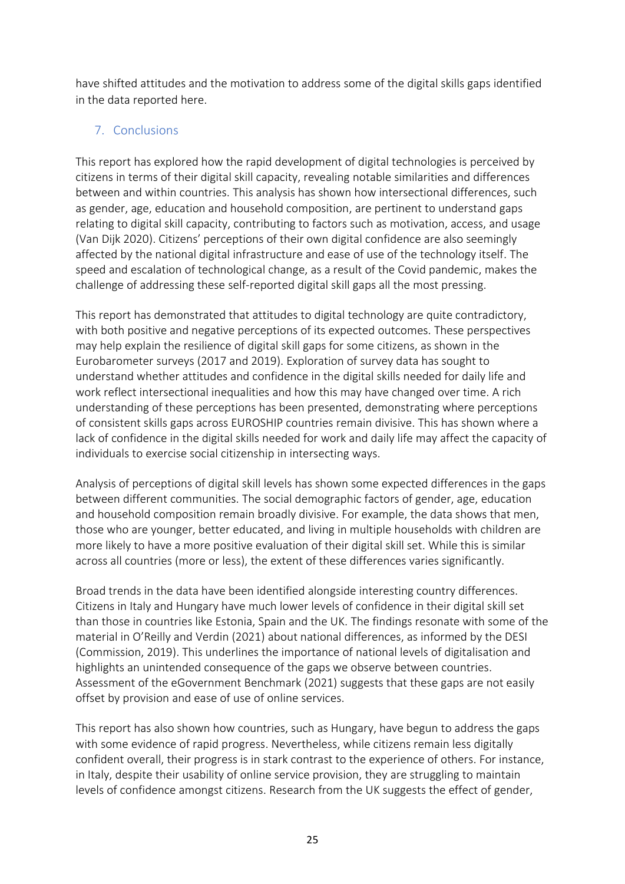have shifted attitudes and the motivation to address some of the digital skills gaps identified in the data reported here.

## 7. Conclusions

This report has explored how the rapid development of digital technologies is perceived by citizens in terms of their digital skill capacity, revealing notable similarities and differences between and within countries. This analysis has shown how intersectional differences, such as gender, age, education and household composition, are pertinent to understand gaps relating to digital skill capacity, contributing to factors such as motivation, access, and usage (Van Dijk 2020). Citizens' perceptions of their own digital confidence are also seemingly affected by the national digital infrastructure and ease of use of the technology itself. The speed and escalation of technological change, as a result of the Covid pandemic, makes the challenge of addressing these self-reported digital skill gaps all the most pressing.

This report has demonstrated that attitudes to digital technology are quite contradictory, with both positive and negative perceptions of its expected outcomes. These perspectives may help explain the resilience of digital skill gaps for some citizens, as shown in the Eurobarometer surveys (2017 and 2019). Exploration of survey data has sought to understand whether attitudes and confidence in the digital skills needed for daily life and work reflect intersectional inequalities and how this may have changed over time. A rich understanding of these perceptions has been presented, demonstrating where perceptions of consistent skills gaps across EUROSHIP countries remain divisive. This has shown where a lack of confidence in the digital skills needed for work and daily life may affect the capacity of individuals to exercise social citizenship in intersecting ways.

Analysis of perceptions of digital skill levels has shown some expected differences in the gaps between different communities. The social demographic factors of gender, age, education and household composition remain broadly divisive. For example, the data shows that men, those who are younger, better educated, and living in multiple households with children are more likely to have a more positive evaluation of their digital skill set. While this is similar across all countries (more or less), the extent of these differences varies significantly.

Broad trends in the data have been identified alongside interesting country differences. Citizens in Italy and Hungary have much lower levels of confidence in their digital skill set than those in countries like Estonia, Spain and the UK. The findings resonate with some of the material in O'Reilly and Verdin (2021) about national differences, as informed by the DESI (Commission, 2019). This underlines the importance of national levels of digitalisation and highlights an unintended consequence of the gaps we observe between countries. Assessment of the eGovernment Benchmark (2021) suggests that these gaps are not easily offset by provision and ease of use of online services.

This report has also shown how countries, such as Hungary, have begun to address the gaps with some evidence of rapid progress. Nevertheless, while citizens remain less digitally confident overall, their progress is in stark contrast to the experience of others. For instance, in Italy, despite their usability of online service provision, they are struggling to maintain levels of confidence amongst citizens. Research from the UK suggests the effect of gender,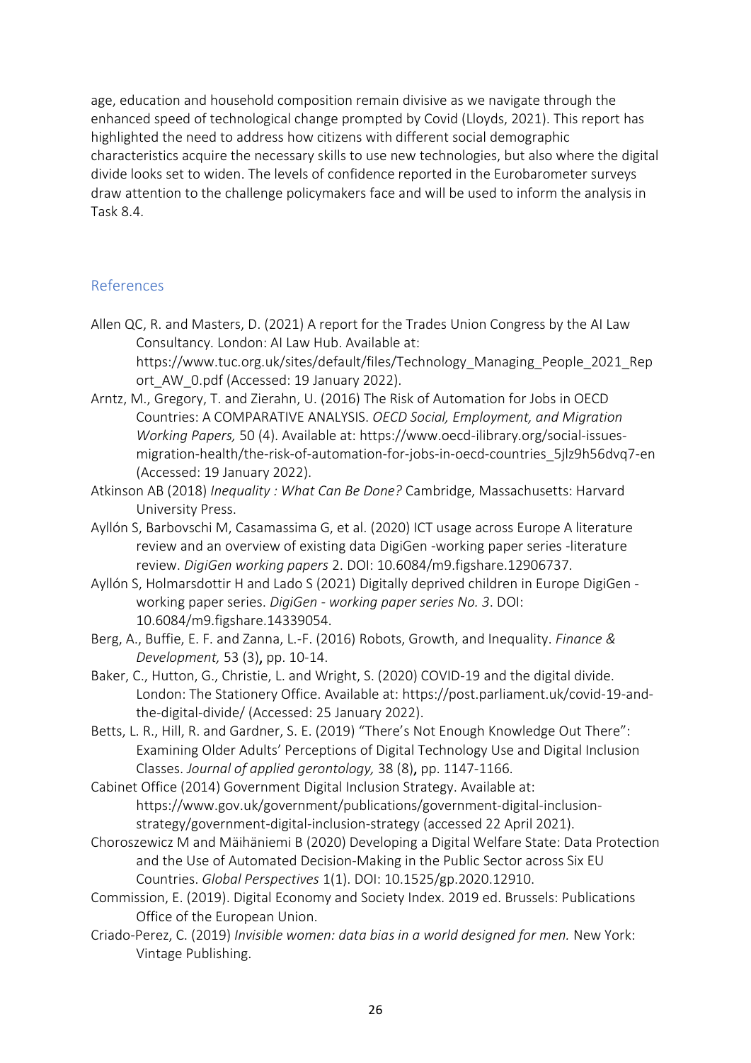age, education and household composition remain divisive as we navigate through the enhanced speed of technological change prompted by Covid (Lloyds, 2021). This report has highlighted the need to address how citizens with different social demographic characteristics acquire the necessary skills to use new technologies, but also where the digital divide looks set to widen. The levels of confidence reported in the Eurobarometer surveys draw attention to the challenge policymakers face and will be used to inform the analysis in Task 8.4.

## References

Allen QC, R. and Masters, D. (2021) A report for the Trades Union Congress by the AI Law Consultancy. London: AI Law Hub. Available at: https://www.tuc.org.uk/sites/default/files/Technology_Managing_People_2021_Report_AW_0.pdf (Accessed: 19 January 2022).

Arntz, M., Gregory, T. and Zierahn, U. (2016) The Risk of Automation for Jobs in OECD Countries: A COMPARATIVE ANALYSIS. *OECD Social, Employment, and Migration Working Papers,* 50 (4). Available at: https://www.oecd-ilibrary.org/social-issues-migration-health/the-risk-of-automation-for-jobs-in-oecd-countries_5jlz9h56dvq7-en (Accessed: 19 January 2022).

Atkinson AB (2018) *Inequality : What Can Be Done?* Cambridge, Massachusetts: Harvard University Press.

Ayllón S, Barbovschi M, Casamassima G, et al. (2020) ICT usage across Europe A literature review and an overview of existing data DigiGen -working paper series -literature review. *DigiGen working papers* 2. DOI: 10.6084/m9.figshare.12906737.

Ayllón S, Holmarsdottir H and Lado S (2021) Digitally deprived children in Europe DigiGen - working paper series. *DigiGen - working paper series No. 3*. DOI: 10.6084/m9.figshare.14339054.

Berg, A., Buffie, E. F. and Zanna, L.-F. (2016) Robots, Growth, and Inequality. *Finance & Development,* 53 (3), pp. 10-14.

Baker, C., Hutton, G., Christie, L. and Wright, S. (2020) COVID-19 and the digital divide. London: The Stationery Office. Available at: https://post.parliament.uk/covid-19-and-the-digital-divide/ (Accessed: 25 January 2022).

Betts, L. R., Hill, R. and Gardner, S. E. (2019) "There's Not Enough Knowledge Out There": Examining Older Adults' Perceptions of Digital Technology Use and Digital Inclusion Classes. *Journal of applied gerontology,* 38 (8), pp. 1147-1166.

Cabinet Office (2014) Government Digital Inclusion Strategy. Available at: https://www.gov.uk/government/publications/government-digital-inclusion-strategy/government-digital-inclusion-strategy (accessed 22 April 2021).

Choroszewicz M and Mäihäniemi B (2020) Developing a Digital Welfare State: Data Protection and the Use of Automated Decision-Making in the Public Sector across Six EU Countries. *Global Perspectives* 1(1). DOI: 10.1525/gp.2020.12910.

Commission, E. (2019). Digital Economy and Society Index. 2019 ed. Brussels: Publications Office of the European Union.

Criado-Perez, C. (2019) *Invisible women: data bias in a world designed for men.* New York: Vintage Publishing.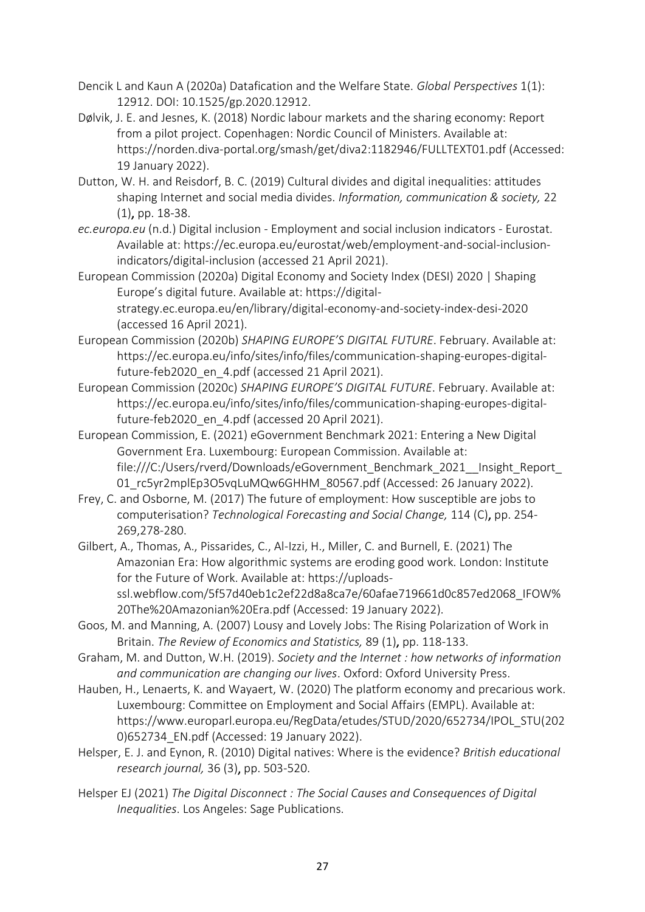Dencik L and Kaun A (2020a) Datafication and the Welfare State. *Global Perspectives* 1(1): 12912. DOI: 10.1525/gp.2020.12912.

Dølvik, J. E. and Jesnes, K. (2018) Nordic labour markets and the sharing economy: Report from a pilot project. Copenhagen: Nordic Council of Ministers. Available at: https://norden.diva-portal.org/smash/get/diva2:1182946/FULLTEXT01.pdf (Accessed: 19 January 2022).

Dutton, W. H. and Reisdorf, B. C. (2019) Cultural divides and digital inequalities: attitudes shaping Internet and social media divides. *Information, communication & society,* 22 (1), pp. 18-38.

*ec.europa.eu* (n.d.) Digital inclusion - Employment and social inclusion indicators - Eurostat. Available at: https://ec.europa.eu/eurostat/web/employment-and-social-inclusion-indicators/digital-inclusion (accessed 21 April 2021).

European Commission (2020a) Digital Economy and Society Index (DESI) 2020 | Shaping Europe's digital future. Available at: https://digital-strategy.ec.europa.eu/en/library/digital-economy-and-society-index-desi-2020 (accessed 16 April 2021).

European Commission (2020b) *SHAPING EUROPE'S DIGITAL FUTURE*. February. Available at: https://ec.europa.eu/info/sites/info/files/communication-shaping-europes-digital-future-feb2020_en_4.pdf (accessed 21 April 2021).

European Commission (2020c) *SHAPING EUROPE'S DIGITAL FUTURE*. February. Available at: https://ec.europa.eu/info/sites/info/files/communication-shaping-europes-digital-future-feb2020_en_4.pdf (accessed 20 April 2021).

European Commission, E. (2021) eGovernment Benchmark 2021: Entering a New Digital Government Era. Luxembourg: European Commission. Available at: file:///C:/Users/rverd/Downloads/eGovernment_Benchmark_2021__Insight_Report_01_rc5yr2mplEp3O5vqLuMQw6GHHM_80567.pdf (Accessed: 26 January 2022).

Frey, C. and Osborne, M. (2017) The future of employment: How susceptible are jobs to computerisation? *Technological Forecasting and Social Change,* 114 (C), pp. 254-269,278-280.

Gilbert, A., Thomas, A., Pissarides, C., Al-Izzi, H., Miller, C. and Burnell, E. (2021) The Amazonian Era: How algorithmic systems are eroding good work. London: Institute for the Future of Work. Available at: https://uploads-ssl.webflow.com/5f57d40eb1c2ef22d8a8ca7e/60afae719661d0c857ed2068_IFOW%20The%20Amazonian%20Era.pdf (Accessed: 19 January 2022).

Goos, M. and Manning, A. (2007) Lousy and Lovely Jobs: The Rising Polarization of Work in Britain. *The Review of Economics and Statistics,* 89 (1), pp. 118-133.

Graham, M. and Dutton, W.H. (2019). *Society and the Internet : how networks of information and communication are changing our lives*. Oxford: Oxford University Press.

Hauben, H., Lenaerts, K. and Wayaert, W. (2020) The platform economy and precarious work. Luxembourg: Committee on Employment and Social Affairs (EMPL). Available at: https://www.europarl.europa.eu/RegData/etudes/STUD/2020/652734/IPOL_STU(2020)652734_EN.pdf (Accessed: 19 January 2022).

Helsper, E. J. and Eynon, R. (2010) Digital natives: Where is the evidence? *British educational research journal,* 36 (3), pp. 503-520.

Helsper EJ (2021) *The Digital Disconnect : The Social Causes and Consequences of Digital Inequalities*. Los Angeles: Sage Publications.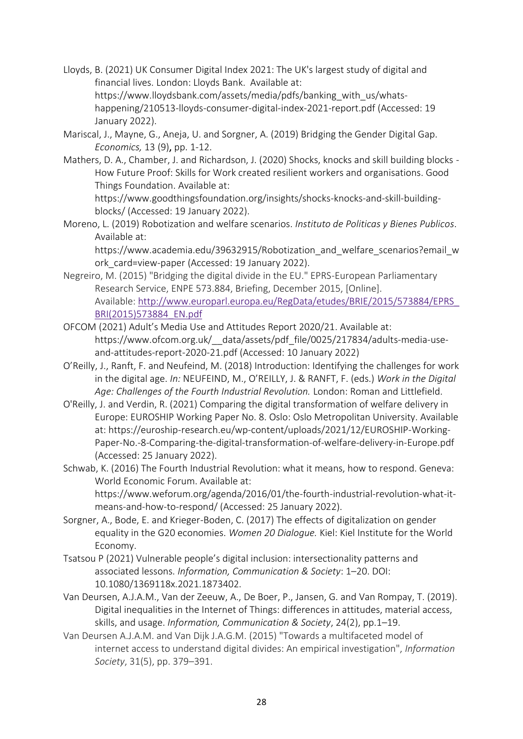Lloyds, B. (2021) UK Consumer Digital Index 2021: The UK's largest study of digital and financial lives. London: Lloyds Bank. Available at: https://www.lloydsbank.com/assets/media/pdfs/banking_with_us/whats-happening/210513-lloyds-consumer-digital-index-2021-report.pdf (Accessed: 19 January 2022).

Mariscal, J., Mayne, G., Aneja, U. and Sorgner, A. (2019) Bridging the Gender Digital Gap. *Economics,* 13 (9)**,** pp. 1-12.

Mathers, D. A., Chamber, J. and Richardson, J. (2020) Shocks, knocks and skill building blocks - How Future Proof: Skills for Work created resilient workers and organisations. Good Things Foundation. Available at: https://www.goodthingsfoundation.org/insights/shocks-knocks-and-skill-building-blocks/ (Accessed: 19 January 2022).

Moreno, L. (2019) Robotization and welfare scenarios. *Instituto de Politicas y Bienes Publicos*. Available at: https://www.academia.edu/39632915/Robotization_and_welfare_scenarios?email_work_card=view-paper (Accessed: 19 January 2022).

Negreiro, M. (2015) "Bridging the digital divide in the EU." EPRS-European Parliamentary Research Service, ENPE 573.884, Briefing, December 2015, [Online]. Available: http://www.europarl.europa.eu/RegData/etudes/BRIE/2015/573884/EPRS_BRI(2015)573884_EN.pdf

OFCOM (2021) Adult's Media Use and Attitudes Report 2020/21. Available at: https://www.ofcom.org.uk/__data/assets/pdf_file/0025/217834/adults-media-use-and-attitudes-report-2020-21.pdf (Accessed: 10 January 2022)

O'Reilly, J., Ranft, F. and Neufeind, M. (2018) Introduction: Identifying the challenges for work in the digital age. *In:* NEUFEIND, M., O'REILLY, J. & RANFT, F. (eds.) *Work in the Digital Age: Challenges of the Fourth Industrial Revolution.* London: Roman and Littlefield.

O'Reilly, J. and Verdin, R. (2021) Comparing the digital transformation of welfare delivery in Europe: EUROSHIP Working Paper No. 8. Oslo: Oslo Metropolitan University. Available at: https://euroship-research.eu/wp-content/uploads/2021/12/EUROSHIP-Working-Paper-No.-8-Comparing-the-digital-transformation-of-welfare-delivery-in-Europe.pdf (Accessed: 25 January 2022).

Schwab, K. (2016) The Fourth Industrial Revolution: what it means, how to respond. Geneva: World Economic Forum. Available at: https://www.weforum.org/agenda/2016/01/the-fourth-industrial-revolution-what-it-means-and-how-to-respond/ (Accessed: 25 January 2022).

Sorgner, A., Bode, E. and Krieger-Boden, C. (2017) The effects of digitalization on gender equality in the G20 economies. *Women 20 Dialogue.* Kiel: Kiel Institute for the World Economy.

Tsatsou P (2021) Vulnerable people's digital inclusion: intersectionality patterns and associated lessons. *Information, Communication & Society*: 1–20. DOI: 10.1080/1369118x.2021.1873402.

Van Deursen, A.J.A.M., Van der Zeeuw, A., De Boer, P., Jansen, G. and Van Rompay, T. (2019). Digital inequalities in the Internet of Things: differences in attitudes, material access, skills, and usage. *Information, Communication & Society*, 24(2), pp.1–19.

Van Deursen A.J.A.M. and Van Dijk J.A.G.M. (2015) "Towards a multifaceted model of internet access to understand digital divides: An empirical investigation", *Information Society*, 31(5), pp. 379–391.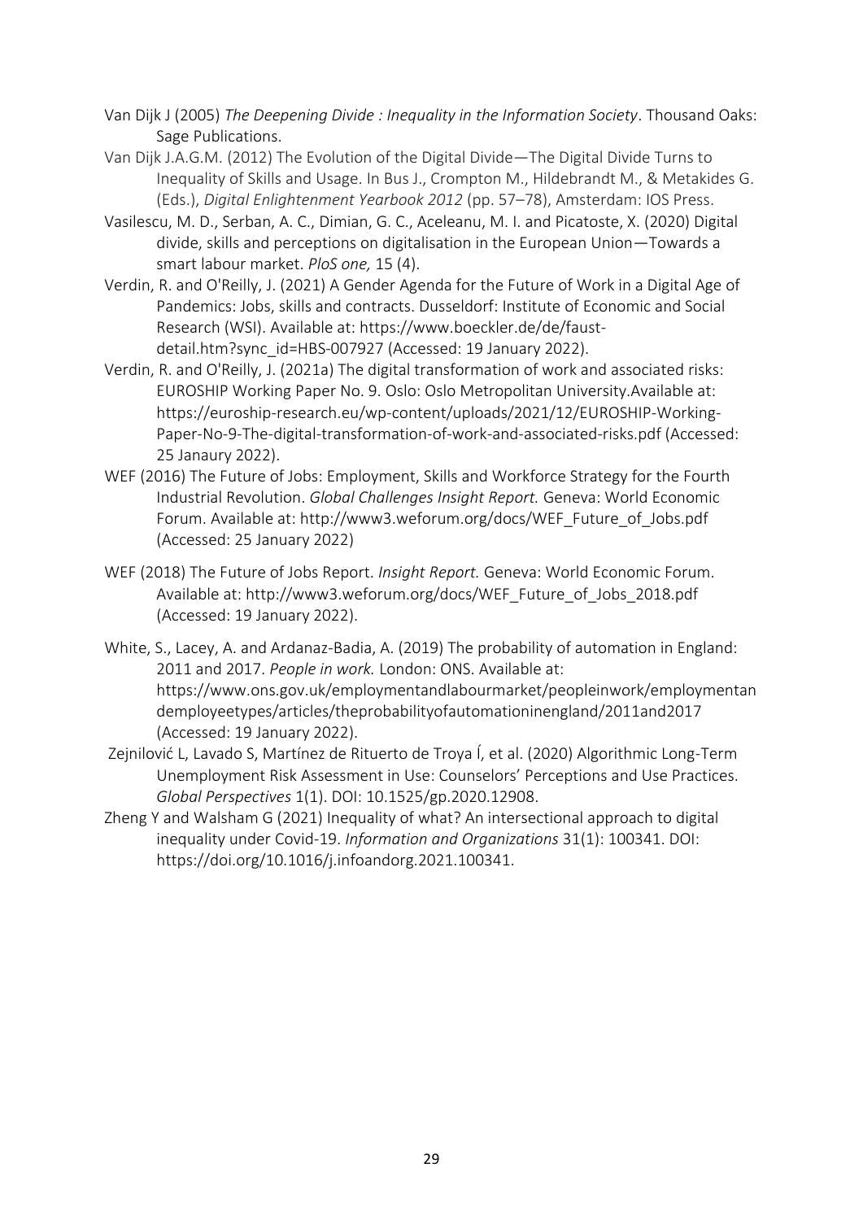Van Dijk J (2005) *The Deepening Divide : Inequality in the Information Society*. Thousand Oaks: Sage Publications.

Van Dijk J.A.G.M. (2012) The Evolution of the Digital Divide—The Digital Divide Turns to Inequality of Skills and Usage. In Bus J., Crompton M., Hildebrandt M., & Metakides G. (Eds.), *Digital Enlightenment Yearbook 2012* (pp. 57–78), Amsterdam: IOS Press.

Vasilescu, M. D., Serban, A. C., Dimian, G. C., Aceleanu, M. I. and Picatoste, X. (2020) Digital divide, skills and perceptions on digitalisation in the European Union—Towards a smart labour market. *PloS one,* 15 (4).

Verdin, R. and O'Reilly, J. (2021) A Gender Agenda for the Future of Work in a Digital Age of Pandemics: Jobs, skills and contracts. Dusseldorf: Institute of Economic and Social Research (WSI). Available at: https://www.boeckler.de/de/faust-detail.htm?sync_id=HBS-007927 (Accessed: 19 January 2022).

Verdin, R. and O'Reilly, J. (2021a) The digital transformation of work and associated risks: EUROSHIP Working Paper No. 9. Oslo: Oslo Metropolitan University.Available at: https://euroship-research.eu/wp-content/uploads/2021/12/EUROSHIP-Working-Paper-No-9-The-digital-transformation-of-work-and-associated-risks.pdf (Accessed: 25 Janaury 2022).

WEF (2016) The Future of Jobs: Employment, Skills and Workforce Strategy for the Fourth Industrial Revolution. *Global Challenges Insight Report.* Geneva: World Economic Forum. Available at: http://www3.weforum.org/docs/WEF_Future_of_Jobs.pdf (Accessed: 25 January 2022)

WEF (2018) The Future of Jobs Report. *Insight Report.* Geneva: World Economic Forum. Available at: http://www3.weforum.org/docs/WEF_Future_of_Jobs_2018.pdf (Accessed: 19 January 2022).

White, S., Lacey, A. and Ardanaz-Badia, A. (2019) The probability of automation in England: 2011 and 2017. *People in work.* London: ONS. Available at: https://www.ons.gov.uk/employmentandlabourmarket/peopleinwork/employmentandemployeetypes/articles/theprobabilityofautomationinengland/2011and2017 (Accessed: 19 January 2022).

Zejnilović L, Lavado S, Martínez de Rituerto de Troya Í, et al. (2020) Algorithmic Long-Term Unemployment Risk Assessment in Use: Counselors' Perceptions and Use Practices. *Global Perspectives* 1(1). DOI: 10.1525/gp.2020.12908.

Zheng Y and Walsham G (2021) Inequality of what? An intersectional approach to digital inequality under Covid-19. *Information and Organizations* 31(1): 100341. DOI: https://doi.org/10.1016/j.infoandorg.2021.100341.